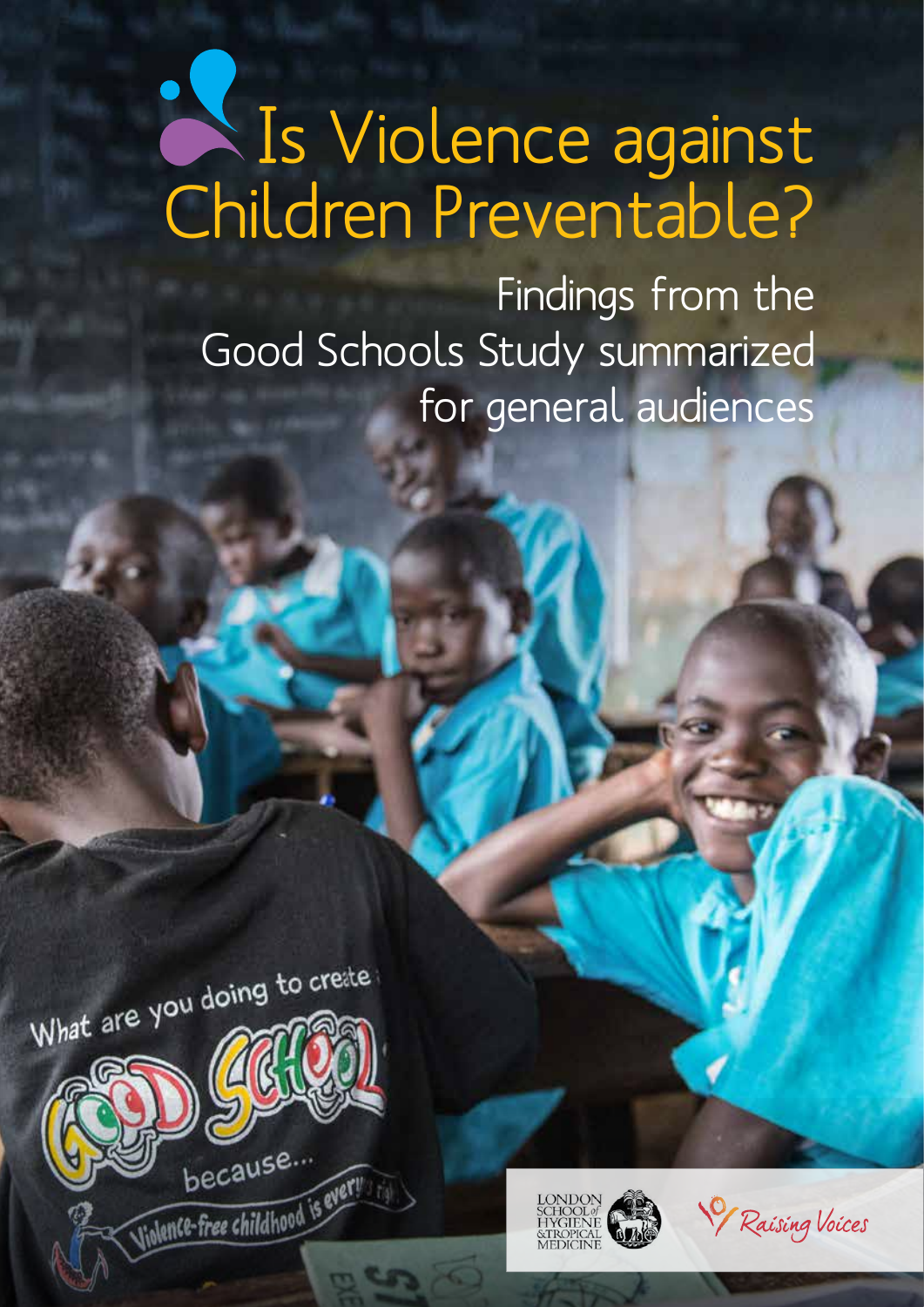# Is Violence against Children Preventable?

## Findings from the Good Schools Study summarized for general audiences

LONDON SCHOOL of HYGIENE & TROPICAL MEDICINE

Raising Voices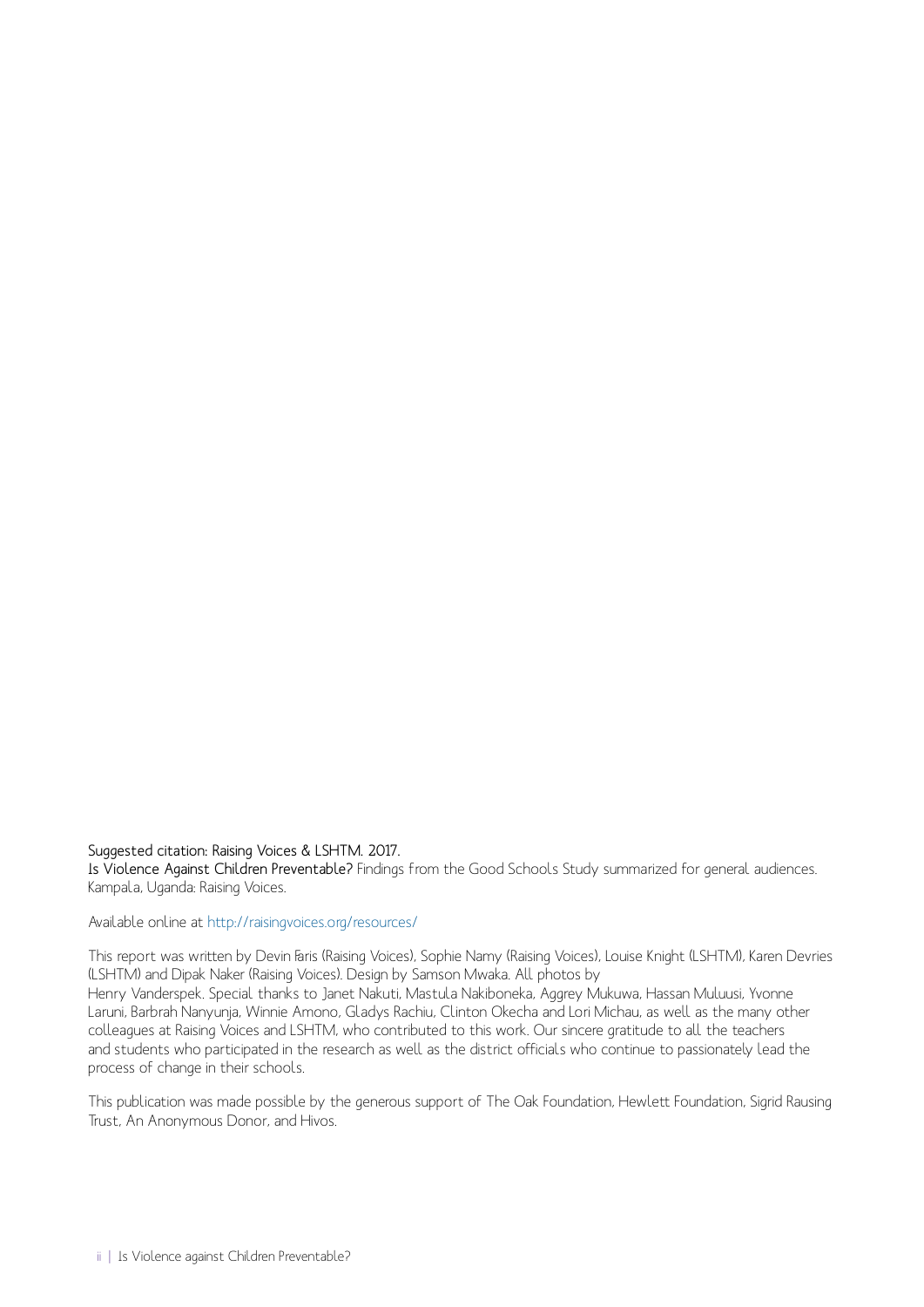Suggested citation: Raising Voices & LSHTM. 2017.
**Is Violence Against Children Preventable?** Findings from the Good Schools Study summarized for general audiences. Kampala, Uganda: Raising Voices.

Available online at http://raisingvoices.org/resources/

This report was written by Devin Faris (Raising Voices), Sophie Namy (Raising Voices), Louise Knight (LSHTM), Karen Devries (LSHTM) and Dipak Naker (Raising Voices). Design by Samson Mwaka. All photos by Henry Vanderspek. Special thanks to Janet Nakuti, Mastula Nakiboneka, Aggrey Mukuwa, Hassan Muluusi, Yvonne Laruni, Barbrah Nanyunja, Winnie Amono, Gladys Rachiu, Clinton Okecha and Lori Michau, as well as the many other colleagues at Raising Voices and LSHTM, who contributed to this work. Our sincere gratitude to all the teachers and students who participated in the research as well as the district officials who continue to passionately lead the process of change in their schools.

This publication was made possible by the generous support of The Oak Foundation, Hewlett Foundation, Sigrid Rausing Trust, An Anonymous Donor, and Hivos.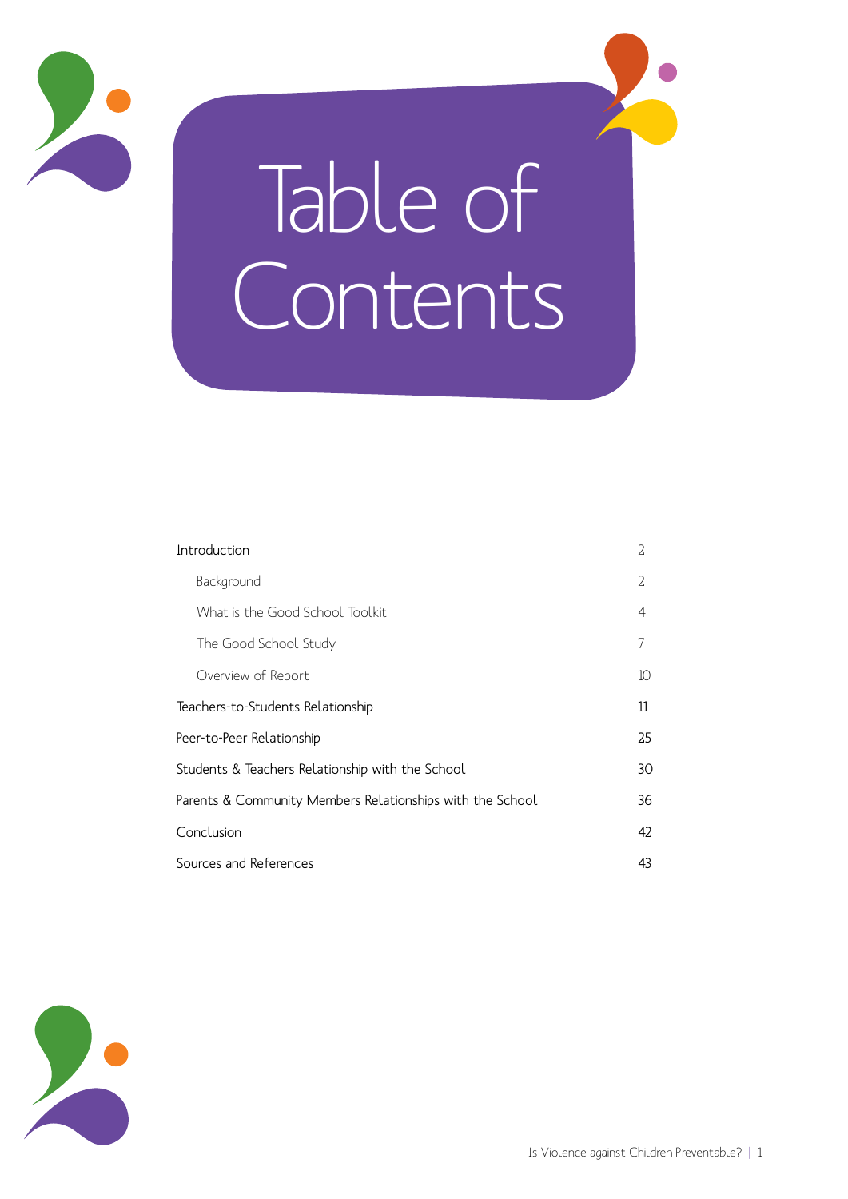# Table of Contents

| | |
|---|---|
| Introduction | 2 |
| Background | 2 |
| What is the Good School Toolkit | 4 |
| The Good School Study | 7 |
| Overview of Report | 10 |
| Teachers-to-Students Relationship | 11 |
| Peer-to-Peer Relationship | 25 |
| Students & Teachers Relationship with the School | 30 |
| Parents & Community Members Relationships with the School | 36 |
| Conclusion | 42 |
| Sources and References | 43 |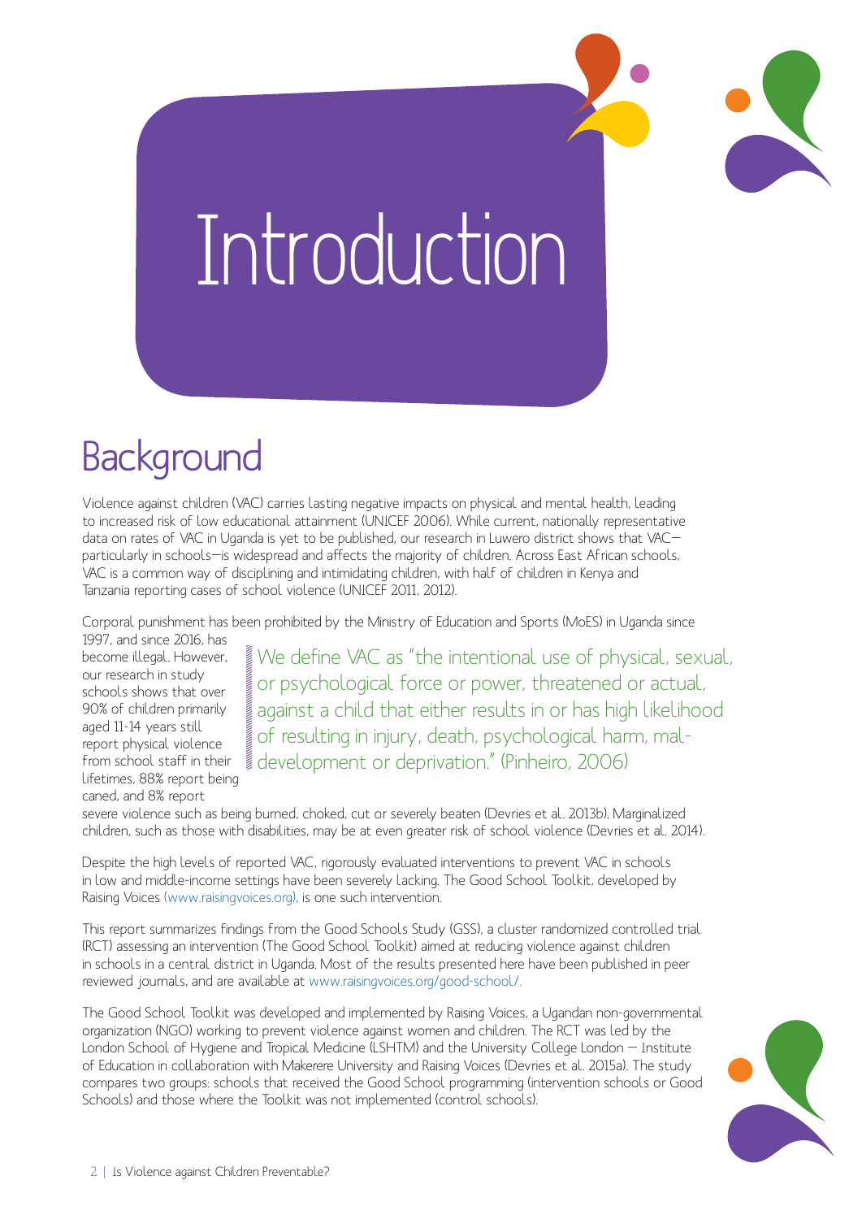# Introduction

## Background

Violence against children (VAC) carries lasting negative impacts on physical and mental health, leading to increased risk of low educational attainment (UNICEF 2006). While current, nationally representative data on rates of VAC in Uganda is yet to be published, our research in Luwero district shows that VAC—particularly in schools—is widespread and affects the majority of children. Across East African schools, VAC is a common way of disciplining and intimidating children, with half of children in Kenya and Tanzania reporting cases of school violence (UNICEF 2011, 2012).

Corporal punishment has been prohibited by the Ministry of Education and Sports (MoES) in Uganda since 1997, and since 2016, has become illegal. However, our research in study schools shows that over 90% of children primarily aged 11-14 years still report physical violence from school staff in their lifetimes, 88% report being caned, and 8% report severe violence such as being burned, choked, cut or severely beaten (Devries et al. 2013b). Marginalized children, such as those with disabilities, may be at even greater risk of school violence (Devries et al. 2014).

> We define VAC as "the intentional use of physical, sexual, or psychological force or power, threatened or actual, against a child that either results in or has high likelihood of resulting in injury, death, psychological harm, mal-development or deprivation." (Pinheiro, 2006)

Despite the high levels of reported VAC, rigorously evaluated interventions to prevent VAC in schools in low and middle-income settings have been severely lacking. The Good School Toolkit, developed by Raising Voices (www.raisingvoices.org), is one such intervention.

This report summarizes findings from the Good Schools Study (GSS), a cluster randomized controlled trial (RCT) assessing an intervention (The Good School Toolkit) aimed at reducing violence against children in schools in a central district in Uganda. Most of the results presented here have been published in peer reviewed journals, and are available at www.raisingvoices.org/good-school/.

The Good School Toolkit was developed and implemented by Raising Voices, a Ugandan non-governmental organization (NGO) working to prevent violence against women and children. The RCT was led by the London School of Hygiene and Tropical Medicine (LSHTM) and the University College London – Institute of Education in collaboration with Makerere University and Raising Voices (Devries et al. 2015a). The study compares two groups: schools that received the Good School programming (intervention schools or Good Schools) and those where the Toolkit was not implemented (control schools).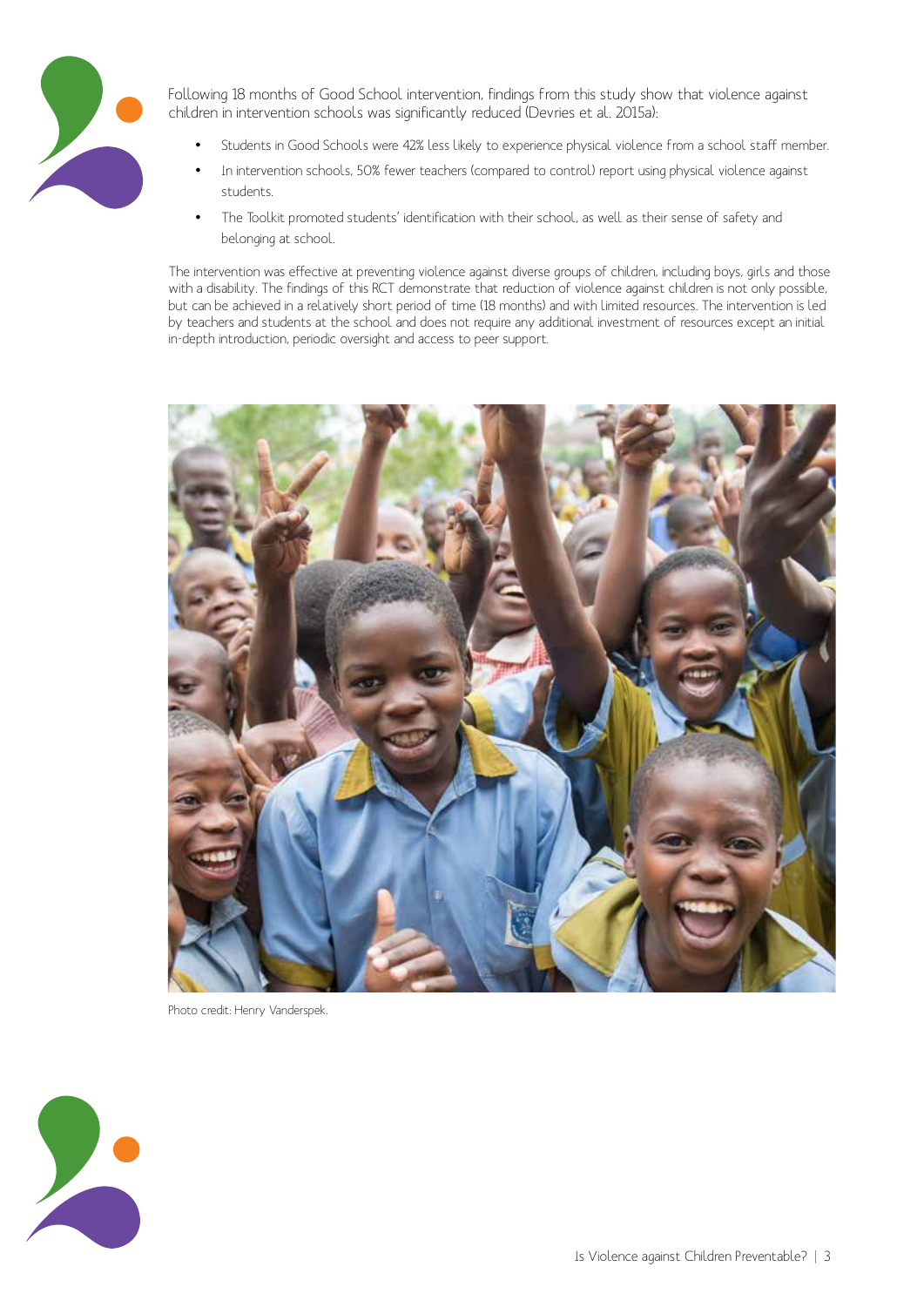Following 18 months of Good School intervention, findings from this study show that violence against children in intervention schools was significantly reduced (Devries et al. 2015a):

- Students in Good Schools were 42% less likely to experience physical violence from a school staff member.
- In intervention schools, 50% fewer teachers (compared to control) report using physical violence against students.
- The Toolkit promoted students' identification with their school, as well as their sense of safety and belonging at school.

The intervention was effective at preventing violence against diverse groups of children, including boys, girls and those with a disability. The findings of this RCT demonstrate that reduction of violence against children is not only possible, but can be achieved in a relatively short period of time (18 months) and with limited resources. The intervention is led by teachers and students at the school and does not require any additional investment of resources except an initial in-depth introduction, periodic oversight and access to peer support.

Photo credit: Henry Vanderspek.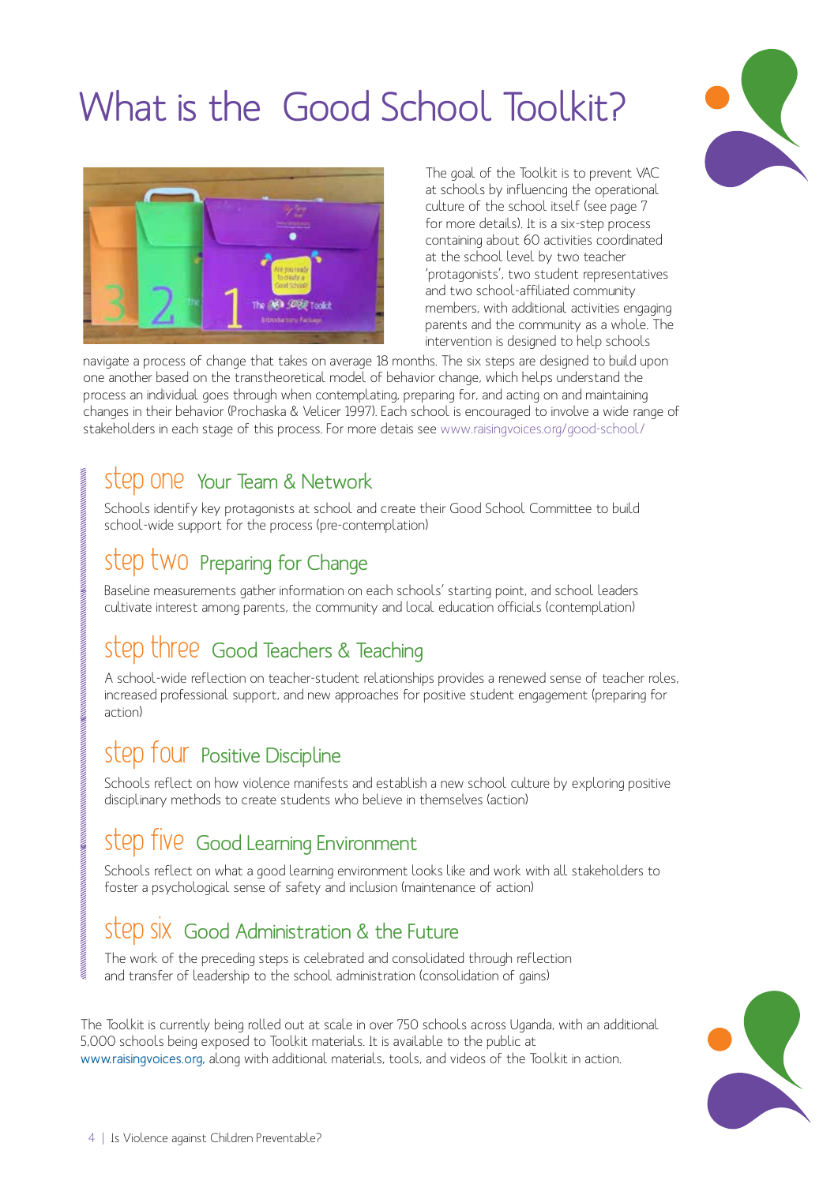# What is the Good School Toolkit?

The goal of the Toolkit is to prevent VAC at schools by influencing the operational culture of the school itself (see page 7 for more details). It is a six-step process containing about 60 activities coordinated at the school level by two teacher 'protagonists', two student representatives and two school-affiliated community members, with additional activities engaging parents and the community as a whole. The intervention is designed to help schools navigate a process of change that takes on average 18 months. The six steps are designed to build upon one another based on the transtheoretical model of behavior change, which helps understand the process an individual goes through when contemplating, preparing for, and acting on and maintaining changes in their behavior (Prochaska & Velicer 1997). Each school is encouraged to involve a wide range of stakeholders in each stage of this process. For more detais see www.raisingvoices.org/good-school/

## step one Your Team & Network

Schools identify key protagonists at school and create their Good School Committee to build school-wide support for the process (pre-contemplation)

## step two Preparing for Change

Baseline measurements gather information on each schools' starting point, and school leaders cultivate interest among parents, the community and local education officials (contemplation)

## step three Good Teachers & Teaching

A school-wide reflection on teacher-student relationships provides a renewed sense of teacher roles, increased professional support, and new approaches for positive student engagement (preparing for action)

## step four Positive Discipline

Schools reflect on how violence manifests and establish a new school culture by exploring positive disciplinary methods to create students who believe in themselves (action)

## step five Good Learning Environment

Schools reflect on what a good learning environment looks like and work with all stakeholders to foster a psychological sense of safety and inclusion (maintenance of action)

## step six Good Administration & the Future

The work of the preceding steps is celebrated and consolidated through reflection and transfer of leadership to the school administration (consolidation of gains)

The Toolkit is currently being rolled out at scale in over 750 schools across Uganda, with an additional 5,000 schools being exposed to Toolkit materials. It is available to the public at www.raisingvoices.org, along with additional materials, tools, and videos of the Toolkit in action.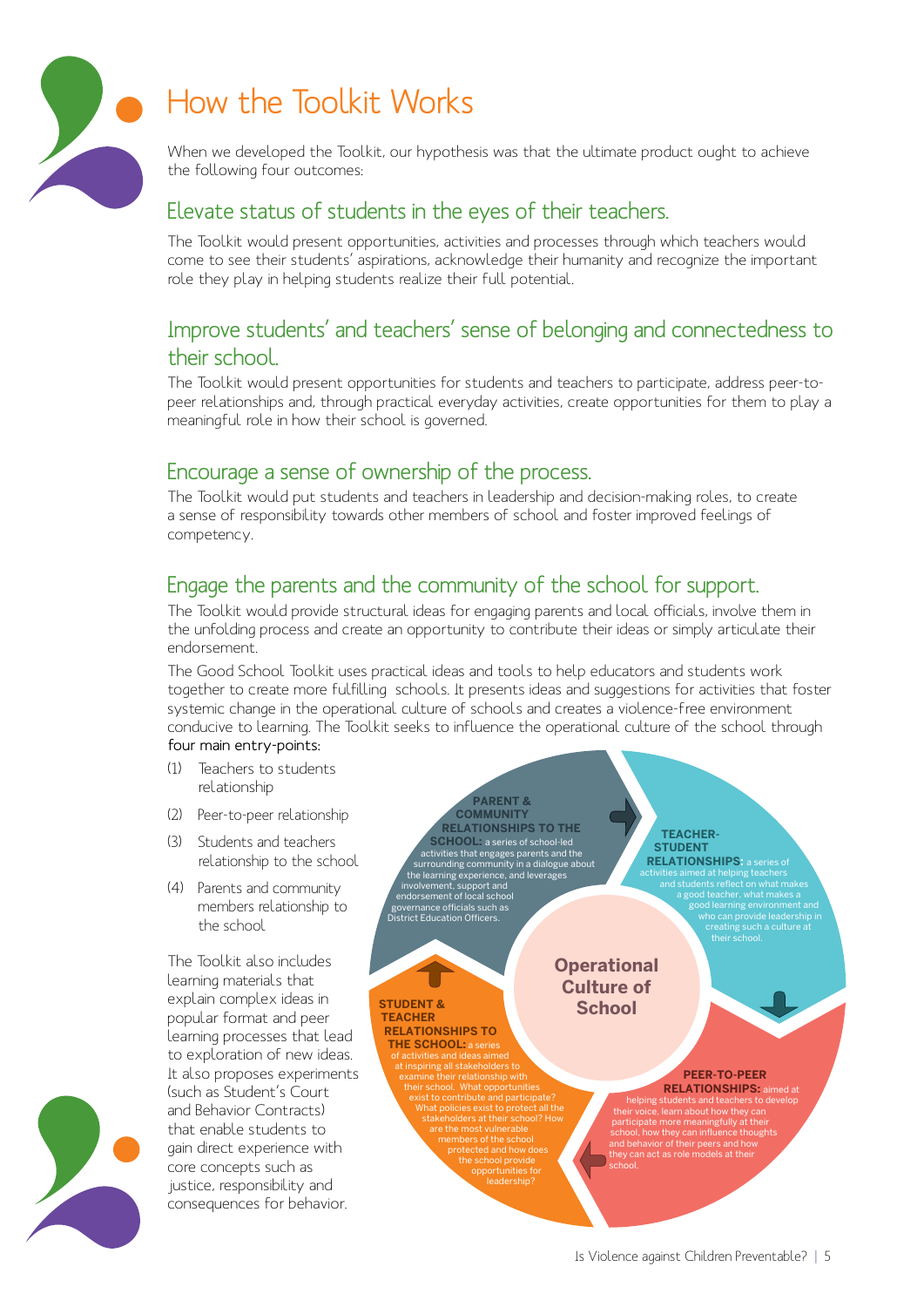# How the Toolkit Works

When we developed the Toolkit, our hypothesis was that the ultimate product ought to achieve the following four outcomes:

## Elevate status of students in the eyes of their teachers.

The Toolkit would present opportunities, activities and processes through which teachers would come to see their students' aspirations, acknowledge their humanity and recognize the important role they play in helping students realize their full potential.

## Improve students' and teachers' sense of belonging and connectedness to their school.

The Toolkit would present opportunities for students and teachers to participate, address peer-to-peer relationships and, through practical everyday activities, create opportunities for them to play a meaningful role in how their school is governed.

## Encourage a sense of ownership of the process.

The Toolkit would put students and teachers in leadership and decision-making roles, to create a sense of responsibility towards other members of school and foster improved feelings of competency.

## Engage the parents and the community of the school for support.

The Toolkit would provide structural ideas for engaging parents and local officials, involve them in the unfolding process and create an opportunity to contribute their ideas or simply articulate their endorsement.

The Good School Toolkit uses practical ideas and tools to help educators and students work together to create more fulfilling schools. It presents ideas and suggestions for activities that foster systemic change in the operational culture of schools and creates a violence-free environment conducive to learning. The Toolkit seeks to influence the operational culture of the school through four main entry-points:

(1) Teachers to students relationship

(2) Peer-to-peer relationship

(3) Students and teachers relationship to the school

(4) Parents and community members relationship to the school

The Toolkit also includes learning materials that explain complex ideas in popular format and peer learning processes that lead to exploration of new ideas. It also proposes experiments (such as Student's Court and Behavior Contracts) that enable students to gain direct experience with core concepts such as justice, responsibility and consequences for behavior.

**Operational Culture of School**

**PARENT & COMMUNITY RELATIONSHIPS TO THE SCHOOL:** a series of school-led activities that engages parents and the surrounding community in a dialogue about the learning experience, and leverages involvement, support and endorsement of local school governance officials such as District Education Officers.

**TEACHER-STUDENT RELATIONSHIPS:** a series of activities aimed at helping teachers and students reflect on what makes a good teacher, what makes a good learning environment and who can provide leadership in creating such a culture at their school.

**PEER-TO-PEER RELATIONSHIPS:** aimed at helping students and teachers to develop their voice, learn about how they can participate more meaningfully at their school, how they can influence thoughts and behavior of their peers and how they can act as role models at their school.

**STUDENT & TEACHER RELATIONSHIPS TO THE SCHOOL:** a series of activities and ideas aimed at inspiring all stakeholders to examine their relationship with their school. What opportunities exist to contribute and participate? What policies exist to protect all the stakeholders at their school? How are the most vulnerable members of the school protected and how does the school provide opportunities for leadership?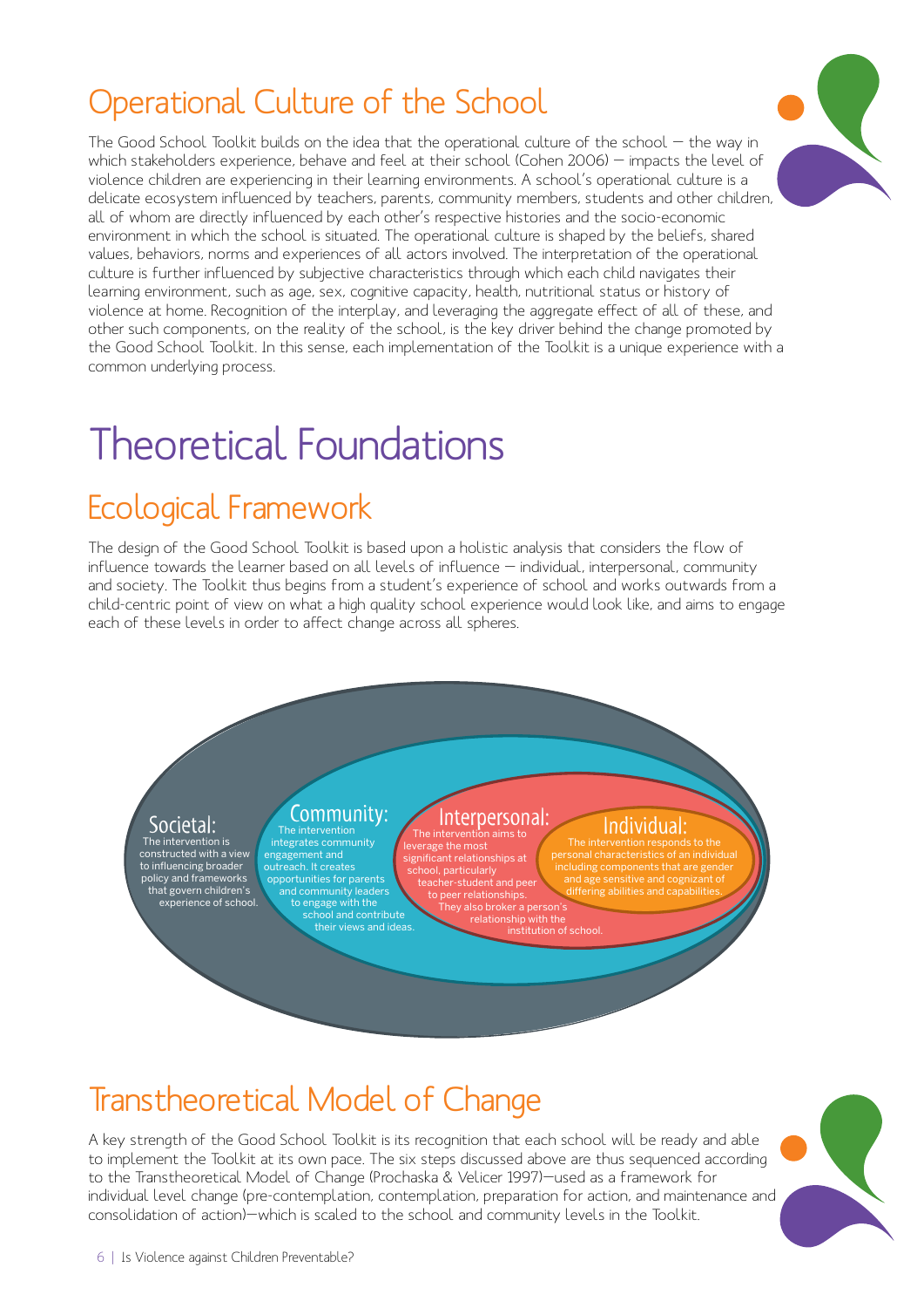## Operational Culture of the School

The Good School Toolkit builds on the idea that the operational culture of the school – the way in which stakeholders experience, behave and feel at their school (Cohen 2006) – impacts the level of violence children are experiencing in their learning environments. A school's operational culture is a delicate ecosystem influenced by teachers, parents, community members, students and other children, all of whom are directly influenced by each other's respective histories and the socio-economic environment in which the school is situated. The operational culture is shaped by the beliefs, shared values, behaviors, norms and experiences of all actors involved. The interpretation of the operational culture is further influenced by subjective characteristics through which each child navigates their learning environment, such as age, sex, cognitive capacity, health, nutritional status or history of violence at home. Recognition of the interplay, and leveraging the aggregate effect of all of these, and other such components, on the reality of the school, is the key driver behind the change promoted by the Good School Toolkit. In this sense, each implementation of the Toolkit is a unique experience with a common underlying process.

# Theoretical Foundations

## Ecological Framework

The design of the Good School Toolkit is based upon a holistic analysis that considers the flow of influence towards the learner based on all levels of influence – individual, interpersonal, community and society. The Toolkit thus begins from a student's experience of school and works outwards from a child-centric point of view on what a high quality school experience would look like, and aims to engage each of these levels in order to affect change across all spheres.

**Societal:** The intervention is constructed with a view to influencing broader policy and frameworks that govern children's experience of school.

**Community:** The intervention integrates community engagement and outreach. It creates opportunities for parents and community leaders to engage with the school and contribute their views and ideas.

**Interpersonal:** The intervention aims to leverage the most significant relationships at school, particularly teacher-student and peer to peer relationships. They also broker a person's relationship with the institution of school.

**Individual:** The intervention responds to the personal characteristics of an individual including components that are gender and age sensitive and cognizant of differing abilities and capabilities.

## Transtheoretical Model of Change

A key strength of the Good School Toolkit is its recognition that each school will be ready and able to implement the Toolkit at its own pace. The six steps discussed above are thus sequenced according to the Transtheoretical Model of Change (Prochaska & Velicer 1997)—used as a framework for individual level change (pre-contemplation, contemplation, preparation for action, and maintenance and consolidation of action)—which is scaled to the school and community levels in the Toolkit.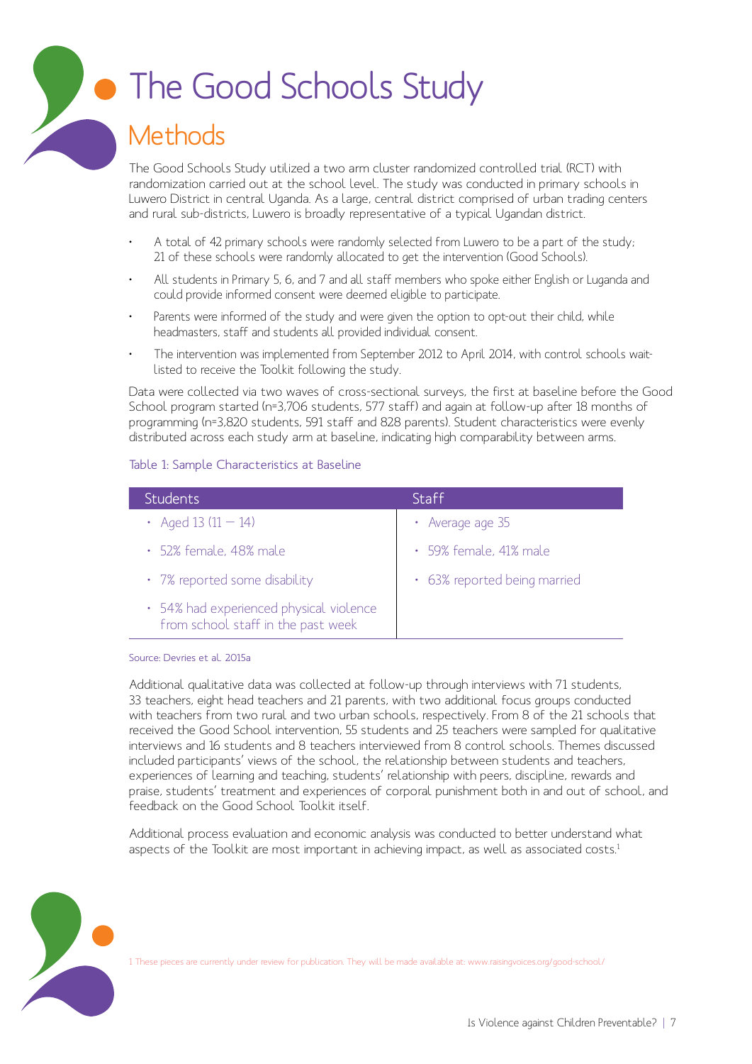# The Good Schools Study

## Methods

The Good Schools Study utilized a two arm cluster randomized controlled trial (RCT) with randomization carried out at the school level. The study was conducted in primary schools in Luwero District in central Uganda. As a large, central district comprised of urban trading centers and rural sub-districts, Luwero is broadly representative of a typical Ugandan district.

- A total of 42 primary schools were randomly selected from Luwero to be a part of the study; 21 of these schools were randomly allocated to get the intervention (Good Schools).
- All students in Primary 5, 6, and 7 and all staff members who spoke either English or Luganda and could provide informed consent were deemed eligible to participate.
- Parents were informed of the study and were given the option to opt-out their child, while headmasters, staff and students all provided individual consent.
- The intervention was implemented from September 2012 to April 2014, with control schools wait-listed to receive the Toolkit following the study.

Data were collected via two waves of cross-sectional surveys, the first at baseline before the Good School program started (n=3,706 students, 577 staff) and again at follow-up after 18 months of programming (n=3,820 students, 591 staff and 828 parents). Student characteristics were evenly distributed across each study arm at baseline, indicating high comparability between arms.

Table 1: Sample Characteristics at Baseline

| Students | Staff |
|---|---|
| • Aged 13 (11 – 14) | • Average age 35 |
| • 52% female, 48% male | • 59% female, 41% male |
| • 7% reported some disability | • 63% reported being married |
| • 54% had experienced physical violence from school staff in the past week | |

Source: Devries et al. 2015a

Additional qualitative data was collected at follow-up through interviews with 71 students, 33 teachers, eight head teachers and 21 parents, with two additional focus groups conducted with teachers from two rural and two urban schools, respectively. From 8 of the 21 schools that received the Good School intervention, 55 students and 25 teachers were sampled for qualitative interviews and 16 students and 8 teachers interviewed from 8 control schools. Themes discussed included participants' views of the school, the relationship between students and teachers, experiences of learning and teaching, students' relationship with peers, discipline, rewards and praise, students' treatment and experiences of corporal punishment both in and out of school, and feedback on the Good School Toolkit itself.

Additional process evaluation and economic analysis was conducted to better understand what aspects of the Toolkit are most important in achieving impact, as well as associated costs.[1]

[1] These pieces are currently under review for publication. They will be made available at: www.raisingvoices.org/good-school/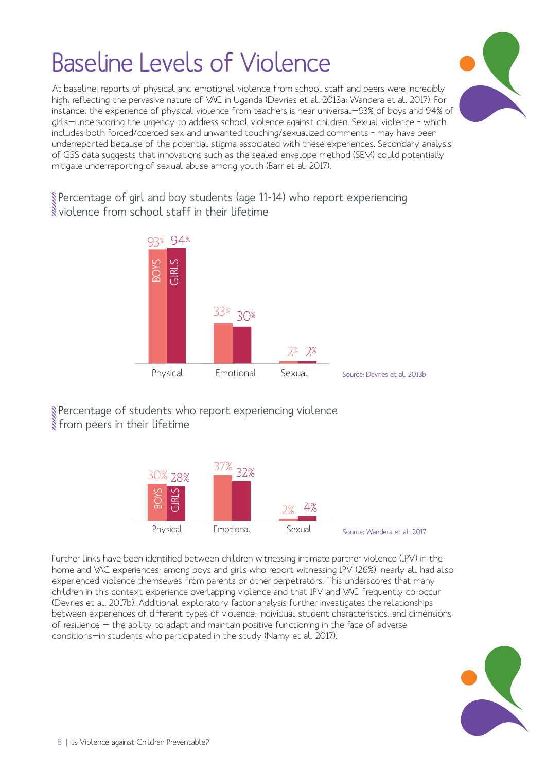# Baseline Levels of Violence

At baseline, reports of physical and emotional violence from school staff and peers were incredibly high, reflecting the pervasive nature of VAC in Uganda (Devries et al. 2013a; Wandera et al. 2017). For instance, the experience of physical violence from teachers is near universal—93% of boys and 94% of girls—underscoring the urgency to address school violence against children. Sexual violence - which includes both forced/coerced sex and unwanted touching/sexualized comments - may have been underreported because of the potential stigma associated with these experiences. Secondary analysis of GSS data suggests that innovations such as the sealed-envelope method (SEM) could potentially mitigate underreporting of sexual abuse among youth (Barr et al. 2017).

### Percentage of girl and boy students (age 11-14) who report experiencing violence from school staff in their lifetime

| | Boys | Girls |
|---|---|---|
| Physical | 93% | 94% |
| Emotional | 33% | 30% |
| Sexual | 2% | 2% |

Source: Devries et al. 2013b

### Percentage of students who report experiencing violence from peers in their lifetime

| | Boys | Girls |
|---|---|---|
| Physical | 30% | 28% |
| Emotional | 37% | 32% |
| Sexual | 2% | 4% |

Source: Wandera et al. 2017

Further links have been identified between children witnessing intimate partner violence (IPV) in the home and VAC experiences; among boys and girls who report witnessing IPV (26%), nearly all had also experienced violence themselves from parents or other perpetrators. This underscores that many children in this context experience overlapping violence and that IPV and VAC frequently co-occur (Devries et al. 2017b). Additional exploratory factor analysis further investigates the relationships between experiences of different types of violence, individual student characteristics, and dimensions of resilience — the ability to adapt and maintain positive functioning in the face of adverse conditions—in students who participated in the study (Namy et al. 2017).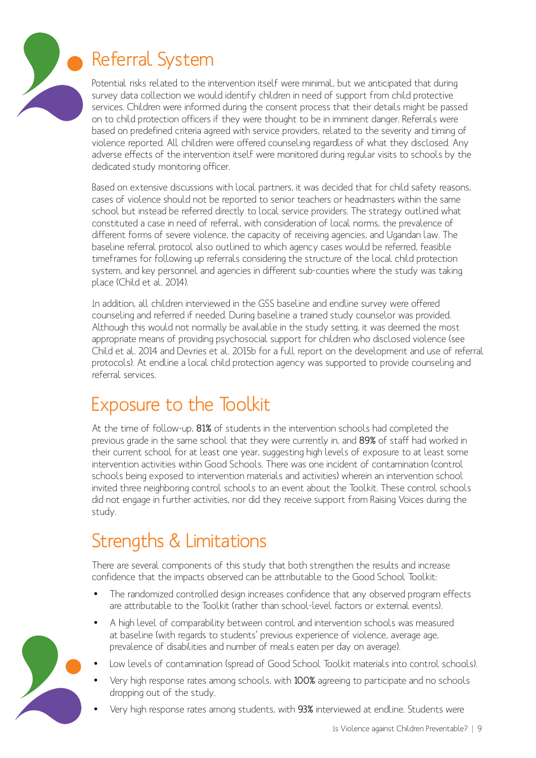## Referral System

Potential risks related to the intervention itself were minimal, but we anticipated that during survey data collection we would identify children in need of support from child protective services. Children were informed during the consent process that their details might be passed on to child protection officers if they were thought to be in imminent danger. Referrals were based on predefined criteria agreed with service providers, related to the severity and timing of violence reported. All children were offered counseling regardless of what they disclosed. Any adverse effects of the intervention itself were monitored during regular visits to schools by the dedicated study monitoring officer.

Based on extensive discussions with local partners, it was decided that for child safety reasons, cases of violence should not be reported to senior teachers or headmasters within the same school but instead be referred directly to local service providers. The strategy outlined what constituted a case in need of referral, with consideration of local norms, the prevalence of different forms of severe violence, the capacity of receiving agencies, and Ugandan law. The baseline referral protocol also outlined to which agency cases would be referred, feasible timeframes for following up referrals considering the structure of the local child protection system, and key personnel and agencies in different sub-counties where the study was taking place (Child et al. 2014).

In addition, all children interviewed in the GSS baseline and endline survey were offered counseling and referred if needed. During baseline a trained study counselor was provided. Although this would not normally be available in the study setting, it was deemed the most appropriate means of providing psychosocial support for children who disclosed violence (see Child et al. 2014 and Devries et al. 2015b for a full report on the development and use of referral protocols). At endline a local child protection agency was supported to provide counseling and referral services.

## Exposure to the Toolkit

At the time of follow-up, **81%** of students in the intervention schools had completed the previous grade in the same school that they were currently in, and **89%** of staff had worked in their current school for at least one year, suggesting high levels of exposure to at least some intervention activities within Good Schools. There was one incident of contamination (control schools being exposed to intervention materials and activities) wherein an intervention school invited three neighboring control schools to an event about the Toolkit. These control schools did not engage in further activities, nor did they receive support from Raising Voices during the study.

## Strengths & Limitations

There are several components of this study that both strengthen the results and increase confidence that the impacts observed can be attributable to the Good School Toolkit:

- The randomized controlled design increases confidence that any observed program effects are attributable to the Toolkit (rather than school-level factors or external events).
- A high level of comparability between control and intervention schools was measured at baseline (with regards to students' previous experience of violence, average age, prevalence of disabilities and number of meals eaten per day on average).
- Low levels of contamination (spread of Good School Toolkit materials into control schools).
- Very high response rates among schools, with **100%** agreeing to participate and no schools dropping out of the study.
- Very high response rates among students, with **93%** interviewed at endline. Students were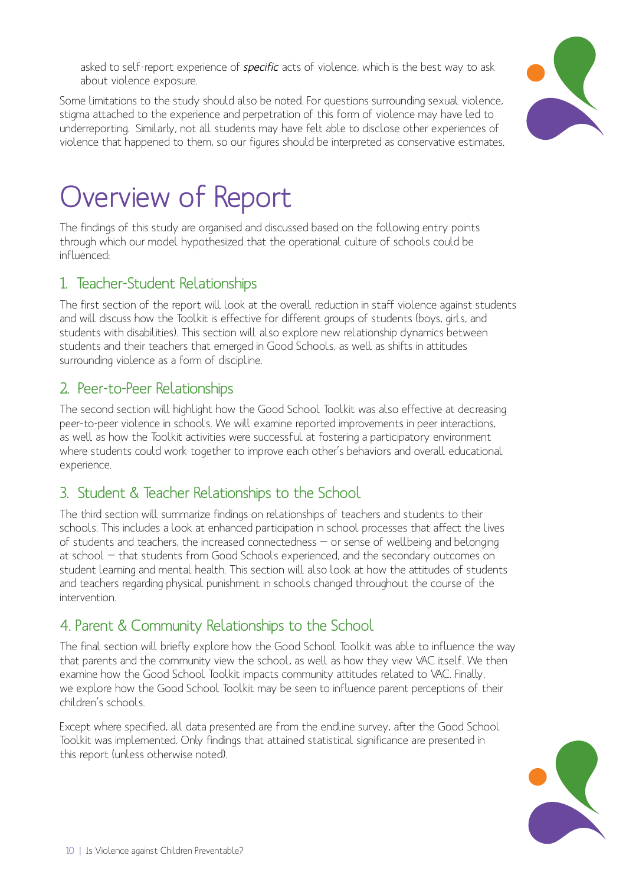asked to self-report experience of *specific* acts of violence, which is the best way to ask about violence exposure.

Some limitations to the study should also be noted. For questions surrounding sexual violence, stigma attached to the experience and perpetration of this form of violence may have led to underreporting. Similarly, not all students may have felt able to disclose other experiences of violence that happened to them, so our figures should be interpreted as conservative estimates.

# Overview of Report

The findings of this study are organised and discussed based on the following entry points through which our model hypothesized that the operational culture of schools could be influenced:

## 1. Teacher-Student Relationships

The first section of the report will look at the overall reduction in staff violence against students and will discuss how the Toolkit is effective for different groups of students (boys, girls, and students with disabilities). This section will also explore new relationship dynamics between students and their teachers that emerged in Good Schools, as well as shifts in attitudes surrounding violence as a form of discipline.

## 2. Peer-to-Peer Relationships

The second section will highlight how the Good School Toolkit was also effective at decreasing peer-to-peer violence in schools. We will examine reported improvements in peer interactions, as well as how the Toolkit activities were successful at fostering a participatory environment where students could work together to improve each other's behaviors and overall educational experience.

## 3. Student & Teacher Relationships to the School

The third section will summarize findings on relationships of teachers and students to their schools. This includes a look at enhanced participation in school processes that affect the lives of students and teachers, the increased connectedness – or sense of wellbeing and belonging at school – that students from Good Schools experienced, and the secondary outcomes on student learning and mental health. This section will also look at how the attitudes of students and teachers regarding physical punishment in schools changed throughout the course of the intervention.

## 4. Parent & Community Relationships to the School

The final section will briefly explore how the Good School Toolkit was able to influence the way that parents and the community view the school, as well as how they view VAC itself. We then examine how the Good School Toolkit impacts community attitudes related to VAC. Finally, we explore how the Good School Toolkit may be seen to influence parent perceptions of their children's schools.

Except where specified, all data presented are from the endline survey, after the Good School Toolkit was implemented. Only findings that attained statistical significance are presented in this report (unless otherwise noted).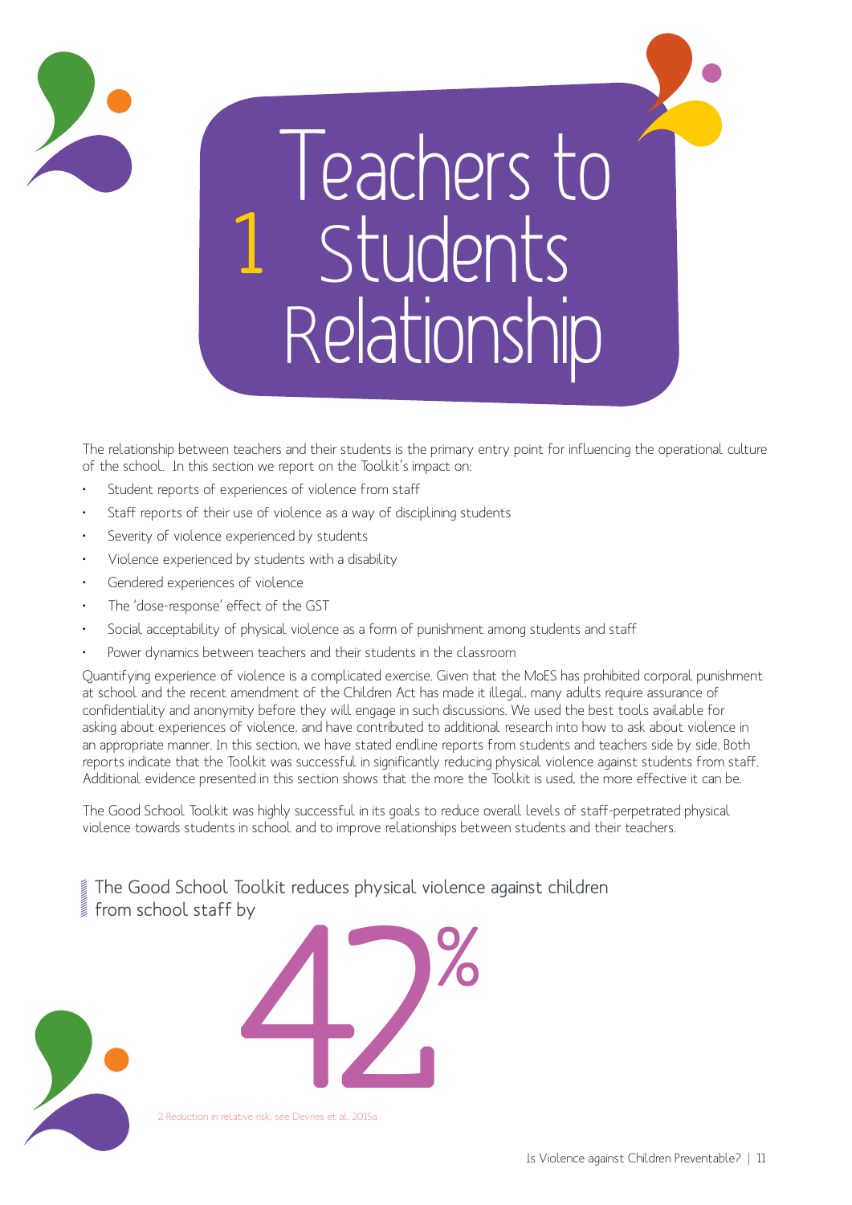# 1 Teachers to Students Relationship

The relationship between teachers and their students is the primary entry point for influencing the operational culture of the school. In this section we report on the Toolkit's impact on:

- Student reports of experiences of violence from staff
- Staff reports of their use of violence as a way of disciplining students
- Severity of violence experienced by students
- Violence experienced by students with a disability
- Gendered experiences of violence
- The 'dose-response' effect of the GST
- Social acceptability of physical violence as a form of punishment among students and staff
- Power dynamics between teachers and their students in the classroom

Quantifying experience of violence is a complicated exercise. Given that the MoES has prohibited corporal punishment at school and the recent amendment of the Children Act has made it illegal, many adults require assurance of confidentiality and anonymity before they will engage in such discussions. We used the best tools available for asking about experiences of violence, and have contributed to additional research into how to ask about violence in an appropriate manner. In this section, we have stated endline reports from students and teachers side by side. Both reports indicate that the Toolkit was successful in significantly reducing physical violence against students from staff. Additional evidence presented in this section shows that the more the Toolkit is used, the more effective it can be.

The Good School Toolkit was highly successful in its goals to reduce overall levels of staff-perpetrated physical violence towards students in school and to improve relationships between students and their teachers.

The Good School Toolkit reduces physical violence against children from school staff by

**42%**[2]

2 Reduction in relative risk, see Devries et al. 2015a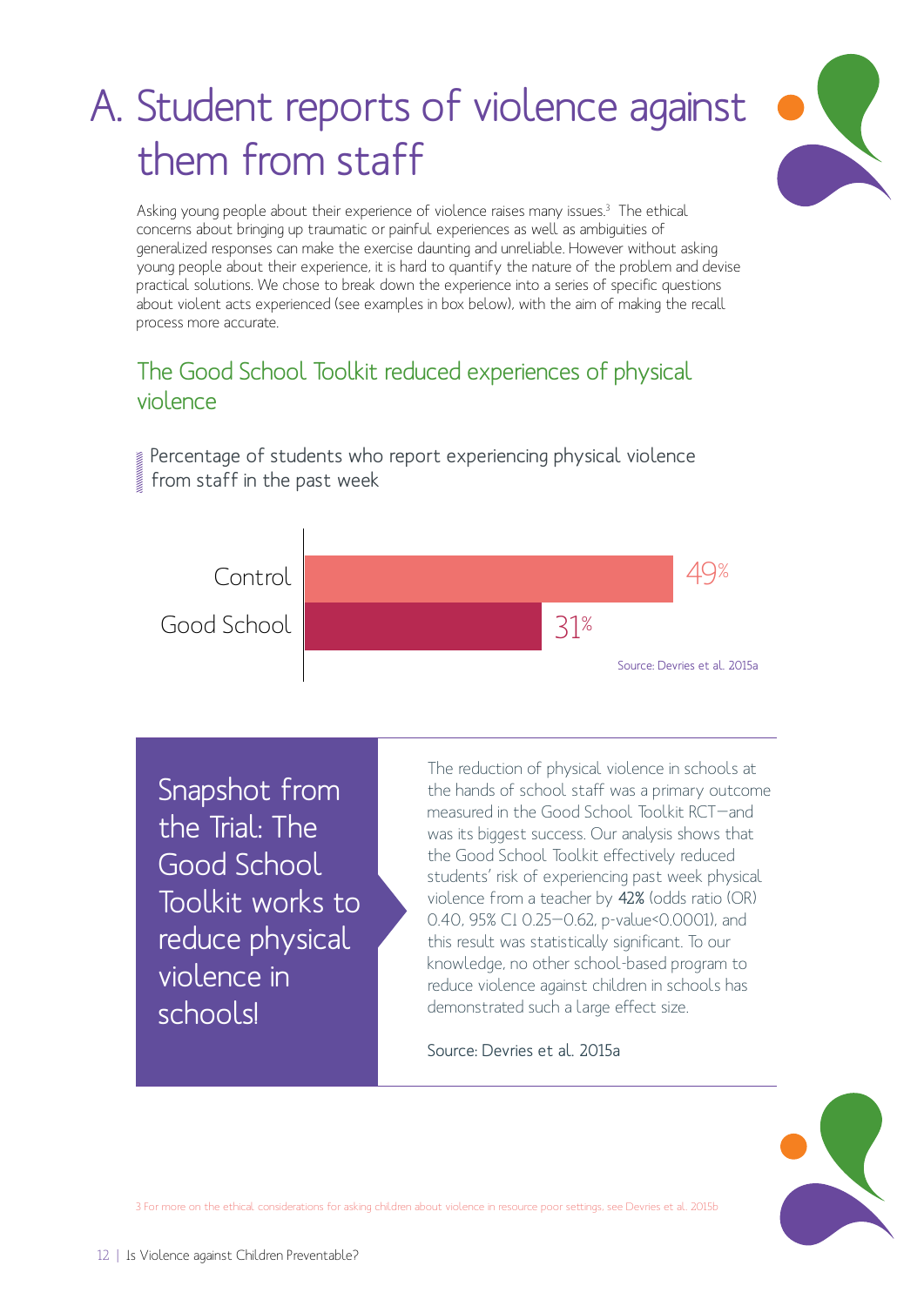# A. Student reports of violence against them from staff

Asking young people about their experience of violence raises many issues.[3] The ethical concerns about bringing up traumatic or painful experiences as well as ambiguities of generalized responses can make the exercise daunting and unreliable. However without asking young people about their experience, it is hard to quantify the nature of the problem and devise practical solutions. We chose to break down the experience into a series of specific questions about violent acts experienced (see examples in box below), with the aim of making the recall process more accurate.

## The Good School Toolkit reduced experiences of physical violence

Percentage of students who report experiencing physical violence from staff in the past week

| | % |
|---|---|
| Control | 49% |
| Good School | 31% |

Source: Devries et al. 2015a

### Snapshot from the Trial: The Good School Toolkit works to reduce physical violence in schools!

The reduction of physical violence in schools at the hands of school staff was a primary outcome measured in the Good School Toolkit RCT—and was its biggest success. Our analysis shows that the Good School Toolkit effectively reduced students' risk of experiencing past week physical violence from a teacher by **42%** (odds ratio (OR) 0.40, 95% CI 0.25—0.62, p-value<0.0001), and this result was statistically significant. To our knowledge, no other school-based program to reduce violence against children in schools has demonstrated such a large effect size.

Source: Devries et al. 2015a

3 For more on the ethical considerations for asking children about violence in resource poor settings, see Devries et al. 2015b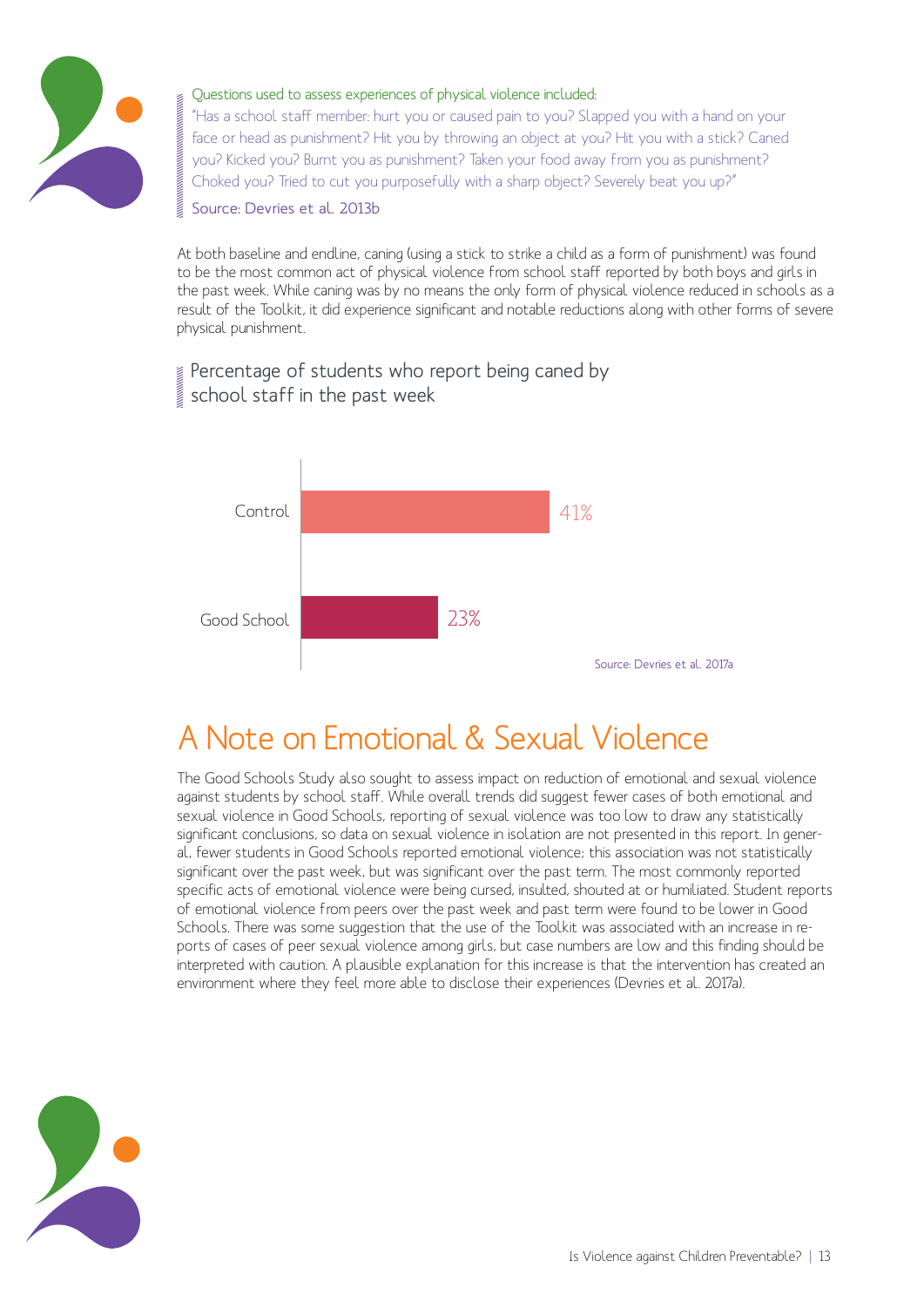Questions used to assess experiences of physical violence included:

"Has a school staff member: hurt you or caused pain to you? Slapped you with a hand on your face or head as punishment? Hit you by throwing an object at you? Hit you with a stick? Caned you? Kicked you? Burnt you as punishment? Taken your food away from you as punishment? Choked you? Tried to cut you purposefully with a sharp object? Severely beat you up?"

Source: Devries et al. 2013b

At both baseline and endline, caning (using a stick to strike a child as a form of punishment) was found to be the most common act of physical violence from school staff reported by both boys and girls in the past week. While caning was by no means the only form of physical violence reduced in schools as a result of the Toolkit, it did experience significant and notable reductions along with other forms of severe physical punishment.

Percentage of students who report being caned by school staff in the past week

| Group | Percentage |
|---|---|
| Control | 41% |
| Good School | 23% |

Source: Devries et al. 2017a

# A Note on Emotional & Sexual Violence

The Good Schools Study also sought to assess impact on reduction of emotional and sexual violence against students by school staff. While overall trends did suggest fewer cases of both emotional and sexual violence in Good Schools, reporting of sexual violence was too low to draw any statistically significant conclusions, so data on sexual violence in isolation are not presented in this report. In general, fewer students in Good Schools reported emotional violence; this association was not statistically significant over the past week, but was significant over the past term. The most commonly reported specific acts of emotional violence were being cursed, insulted, shouted at or humiliated. Student reports of emotional violence from peers over the past week and past term were found to be lower in Good Schools. There was some suggestion that the use of the Toolkit was associated with an increase in reports of cases of peer sexual violence among girls, but case numbers are low and this finding should be interpreted with caution. A plausible explanation for this increase is that the intervention has created an environment where they feel more able to disclose their experiences (Devries et al. 2017a).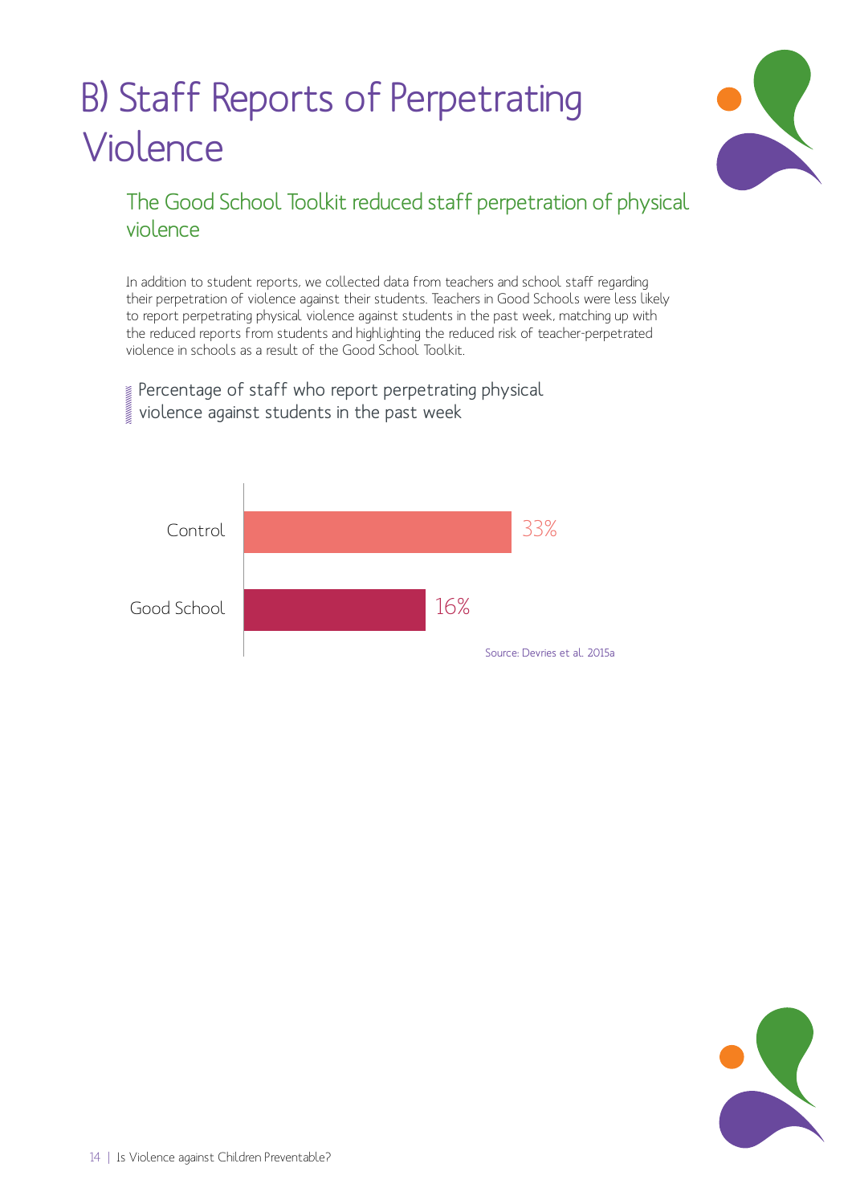# B) Staff Reports of Perpetrating Violence

## The Good School Toolkit reduced staff perpetration of physical violence

In addition to student reports, we collected data from teachers and school staff regarding their perpetration of violence against their students. Teachers in Good Schools were less likely to report perpetrating physical violence against students in the past week, matching up with the reduced reports from students and highlighting the reduced risk of teacher-perpetrated violence in schools as a result of the Good School Toolkit.

### Percentage of staff who report perpetrating physical violence against students in the past week

| Group | Percentage |
|---|---|
| Control | 33% |
| Good School | 16% |

Source: Devries et al. 2015a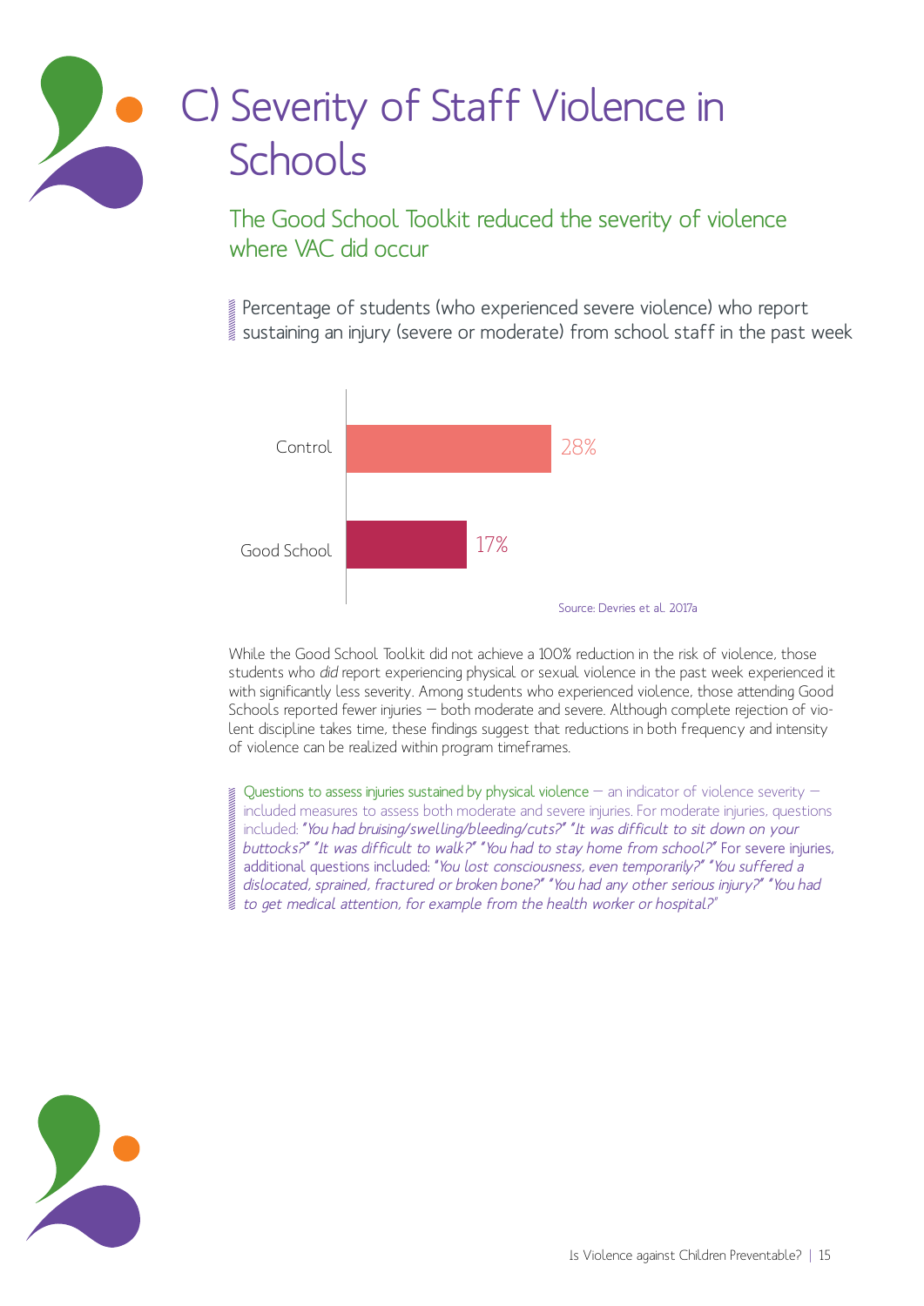# C) Severity of Staff Violence in Schools

## The Good School Toolkit reduced the severity of violence where VAC did occur

Percentage of students (who experienced severe violence) who report sustaining an injury (severe or moderate) from school staff in the past week

| Group | Percentage |
|---|---|
| Control | 28% |
| Good School | 17% |

Source: Devries et al. 2017a

While the Good School Toolkit did not achieve a 100% reduction in the risk of violence, those students who *did* report experiencing physical or sexual violence in the past week experienced it with significantly less severity. Among students who experienced violence, those attending Good Schools reported fewer injuries — both moderate and severe. Although complete rejection of violent discipline takes time, these findings suggest that reductions in both frequency and intensity of violence can be realized within program timeframes.

Questions to assess injuries sustained by physical violence — an indicator of violence severity — included measures to assess both moderate and severe injuries. For moderate injuries, questions included: *"You had bruising/swelling/bleeding/cuts?" "It was difficult to sit down on your buttocks?" "It was difficult to walk?" "You had to stay home from school?"* For severe injuries, additional questions included: *"You lost consciousness, even temporarily?" "You suffered a dislocated, sprained, fractured or broken bone?" "You had any other serious injury?" "You had to get medical attention, for example from the health worker or hospital?"*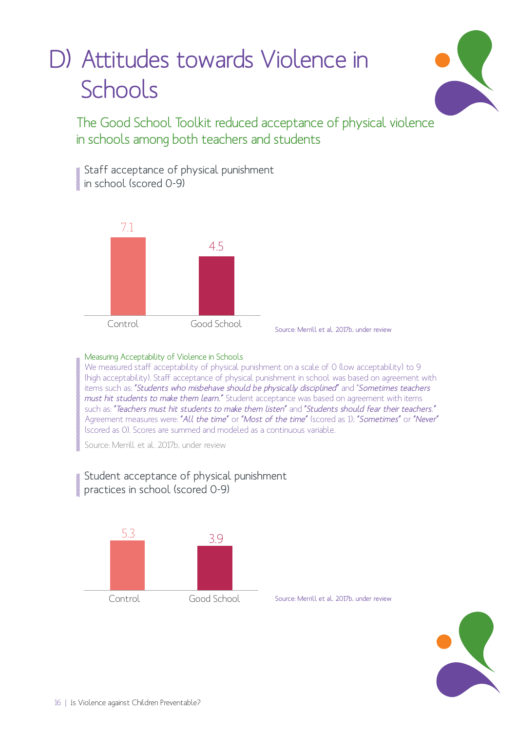# D) Attitudes towards Violence in Schools

## The Good School Toolkit reduced acceptance of physical violence in schools among both teachers and students

### Staff acceptance of physical punishment in school (scored 0-9)

| | Control | Good School |
|---|---|---|
| Score | 7.1 | 4.5 |

Source: Merrill et al. 2017b, under review

#### Measuring Acceptability of Violence in Schools

We measured staff acceptability of physical punishment on a scale of 0 (low acceptability) to 9 (high acceptability). Staff acceptance of physical punishment in school was based on agreement with items such as: *"Students who misbehave should be physically disciplined"* and *"Sometimes teachers must hit students to make them learn."* Student acceptance was based on agreement with items such as: *"Teachers must hit students to make them listen"* and *"Students should fear their teachers."* Agreement measures were: *"All the time"* or *"Most of the time"* (scored as 1); *"Sometimes"* or *"Never"* (scored as 0). Scores are summed and modeled as a continuous variable.

Source: Merrill et al. 2017b, under review

### Student acceptance of physical punishment practices in school (scored 0-9)

| | Control | Good School |
|---|---|---|
| Score | 5.3 | 3.9 |

Source: Merrill et al. 2017b, under review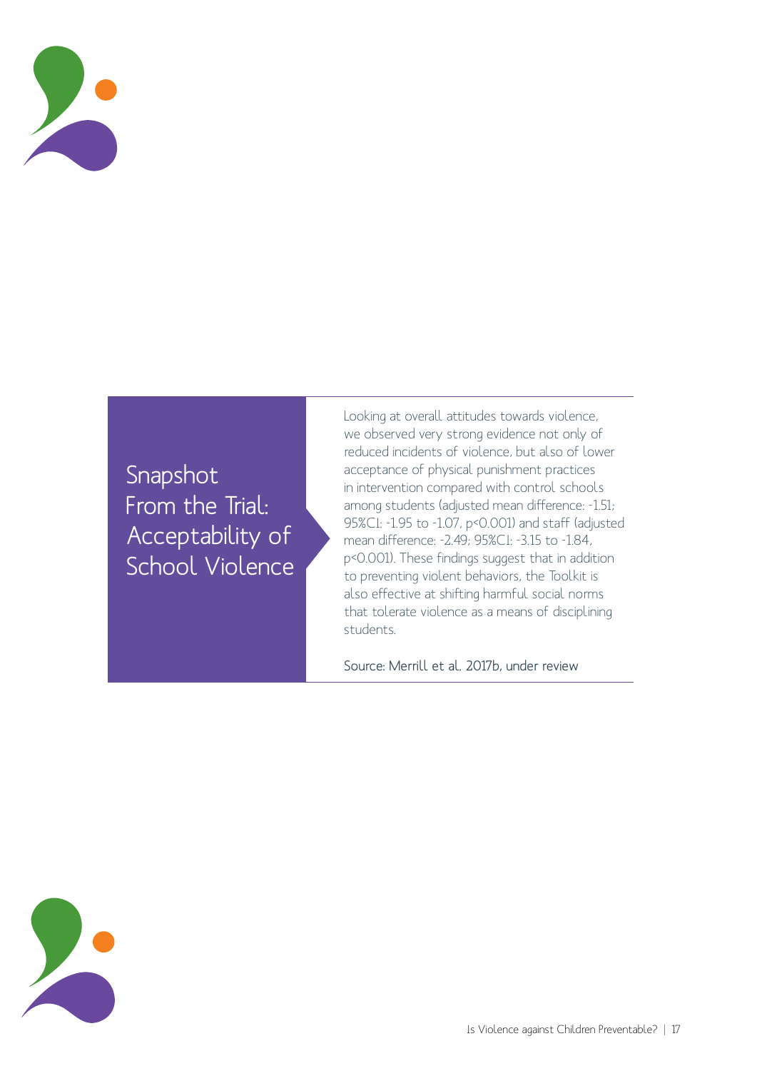## Snapshot From the Trial: Acceptability of School Violence

Looking at overall attitudes towards violence, we observed very strong evidence not only of reduced incidents of violence, but also of lower acceptance of physical punishment practices in intervention compared with control schools among students (adjusted mean difference: -1.51; 95%CI: -1.95 to -1.07, $p<0.001$) and staff (adjusted mean difference: -2.49; 95%CI: -3.15 to -1.84, $p<0.001$). These findings suggest that in addition to preventing violent behaviors, the Toolkit is also effective at shifting harmful social norms that tolerate violence as a means of disciplining students.

Source: Merrill et al. 2017b, under review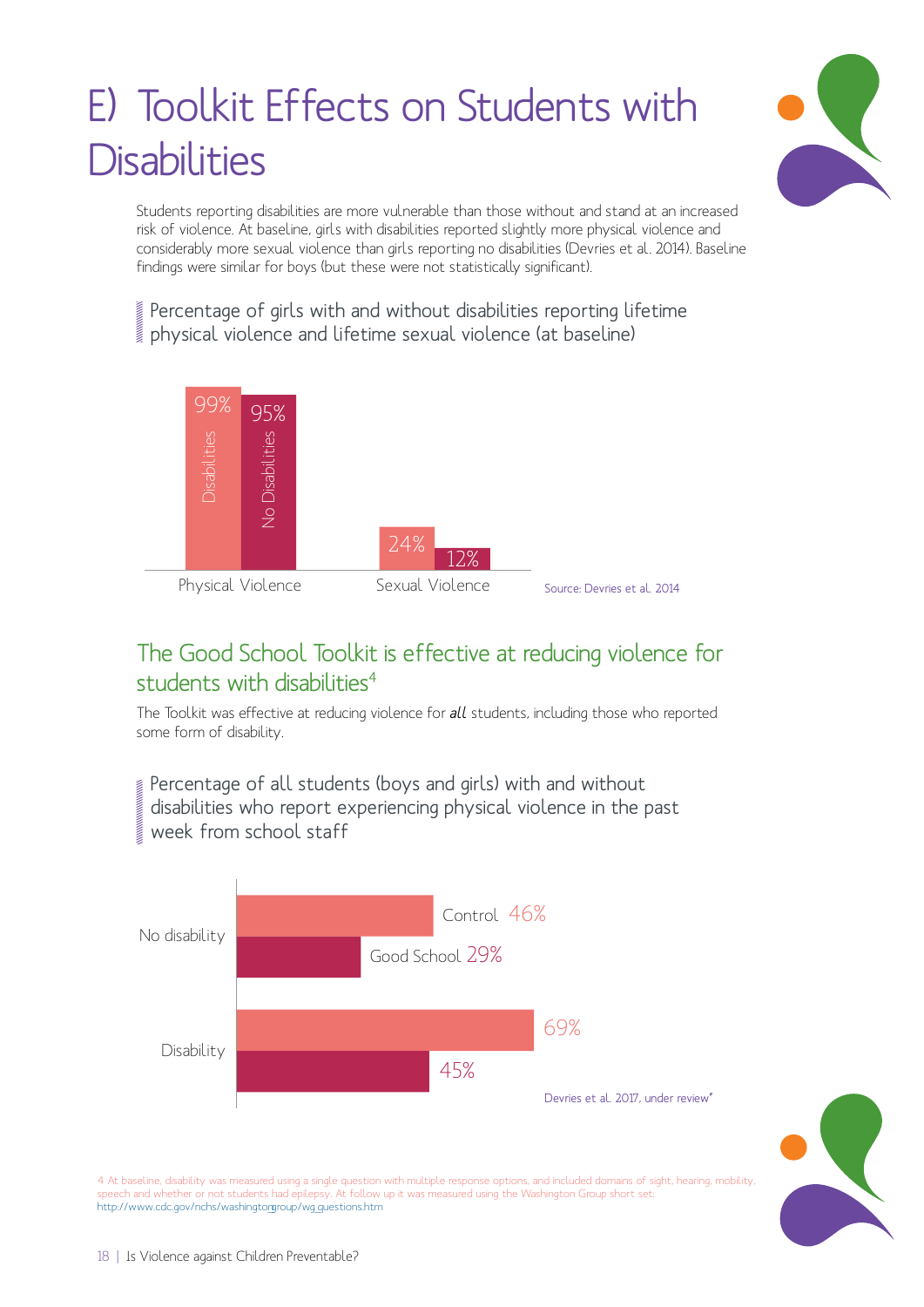# E) Toolkit Effects on Students with Disabilities

Students reporting disabilities are more vulnerable than those without and stand at an increased risk of violence. At baseline, girls with disabilities reported slightly more physical violence and considerably more sexual violence than girls reporting no disabilities (Devries et al. 2014). Baseline findings were similar for boys (but these were not statistically significant).

Percentage of girls with and without disabilities reporting lifetime physical violence and lifetime sexual violence (at baseline)

| | Disabilities | No Disabilities |
|---|---|---|
| Physical Violence | 99% | 95% |
| Sexual Violence | 24% | 12% |

Source: Devries et al. 2014

## The Good School Toolkit is effective at reducing violence for students with disabilities[4]

The Toolkit was effective at reducing violence for ***all*** students, including those who reported some form of disability.

Percentage of all students (boys and girls) with and without disabilities who report experiencing physical violence in the past week from school staff

| | Control | Good School |
|---|---|---|
| No disability | 46% | 29% |
| Disability | 69% | 45% |

Devries et al. 2017, under review"

4 At baseline, disability was measured using a single question with multiple response options, and included domains of sight, hearing, mobility, speech and whether or not students had epilepsy. At follow up it was measured using the Washington Group short set: http://www.cdc.gov/nchs/washingtongroup/wg_questions.htm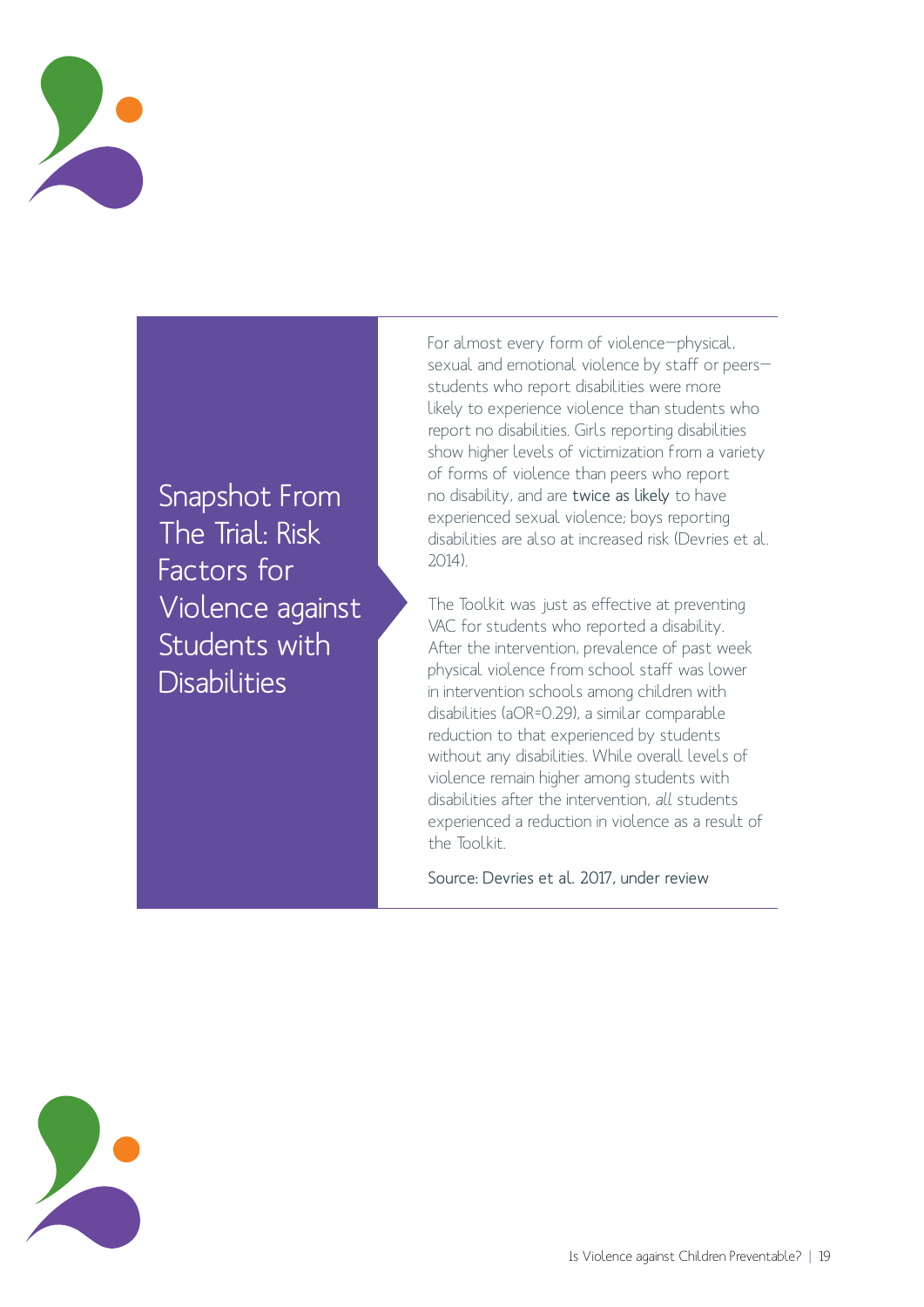## Snapshot From The Trial: Risk Factors for Violence against Students with Disabilities

For almost every form of violence—physical, sexual and emotional violence by staff or peers—students who report disabilities were more likely to experience violence than students who report no disabilities. Girls reporting disabilities show higher levels of victimization from a variety of forms of violence than peers who report no disability, and are **twice as likely** to have experienced sexual violence; boys reporting disabilities are also at increased risk (Devries et al. 2014).

The Toolkit was just as effective at preventing VAC for students who reported a disability. After the intervention, prevalence of past week physical violence from school staff was lower in intervention schools among children with disabilities (aOR=0.29), a similar comparable reduction to that experienced by students without any disabilities. While overall levels of violence remain higher among students with disabilities after the intervention, *all* students experienced a reduction in violence as a result of the Toolkit.

Source: Devries et al. 2017, under review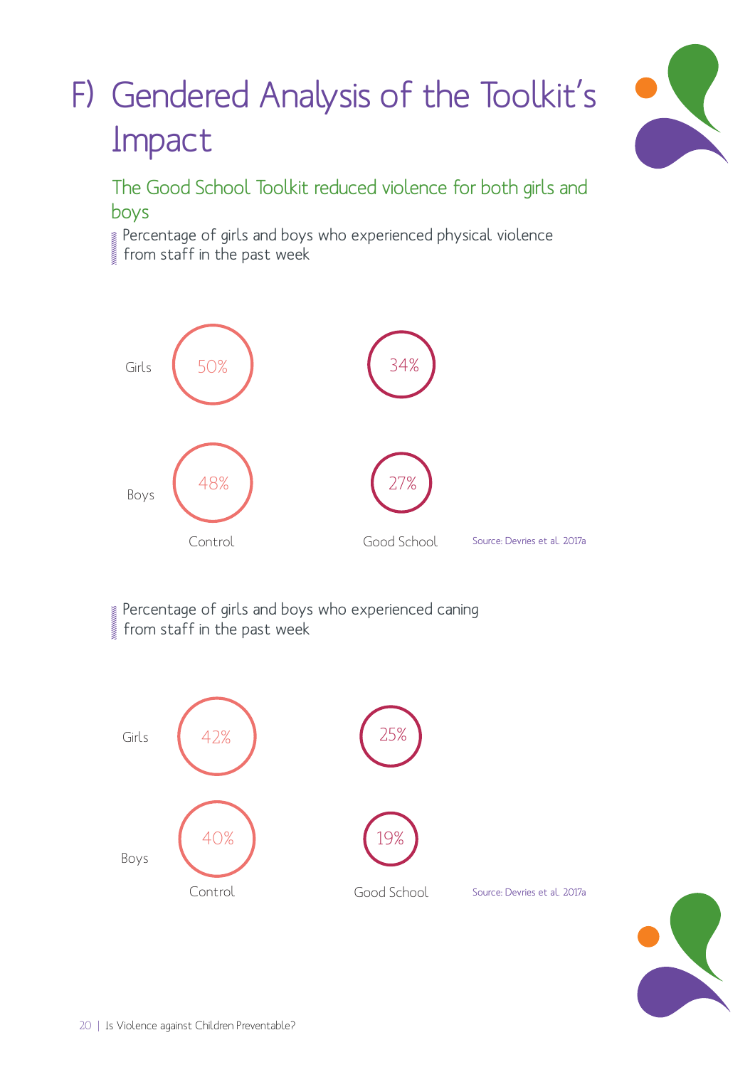# F) Gendered Analysis of the Toolkit's Impact

## The Good School Toolkit reduced violence for both girls and boys

Percentage of girls and boys who experienced physical violence from staff in the past week

| | Control | Good School |
|---|---|---|
| Girls | 50% | 34% |
| Boys | 48% | 27% |

Source: Devries et al. 2017a

Percentage of girls and boys who experienced caning from staff in the past week

| | Control | Good School |
|---|---|---|
| Girls | 42% | 25% |
| Boys | 40% | 19% |

Source: Devries et al. 2017a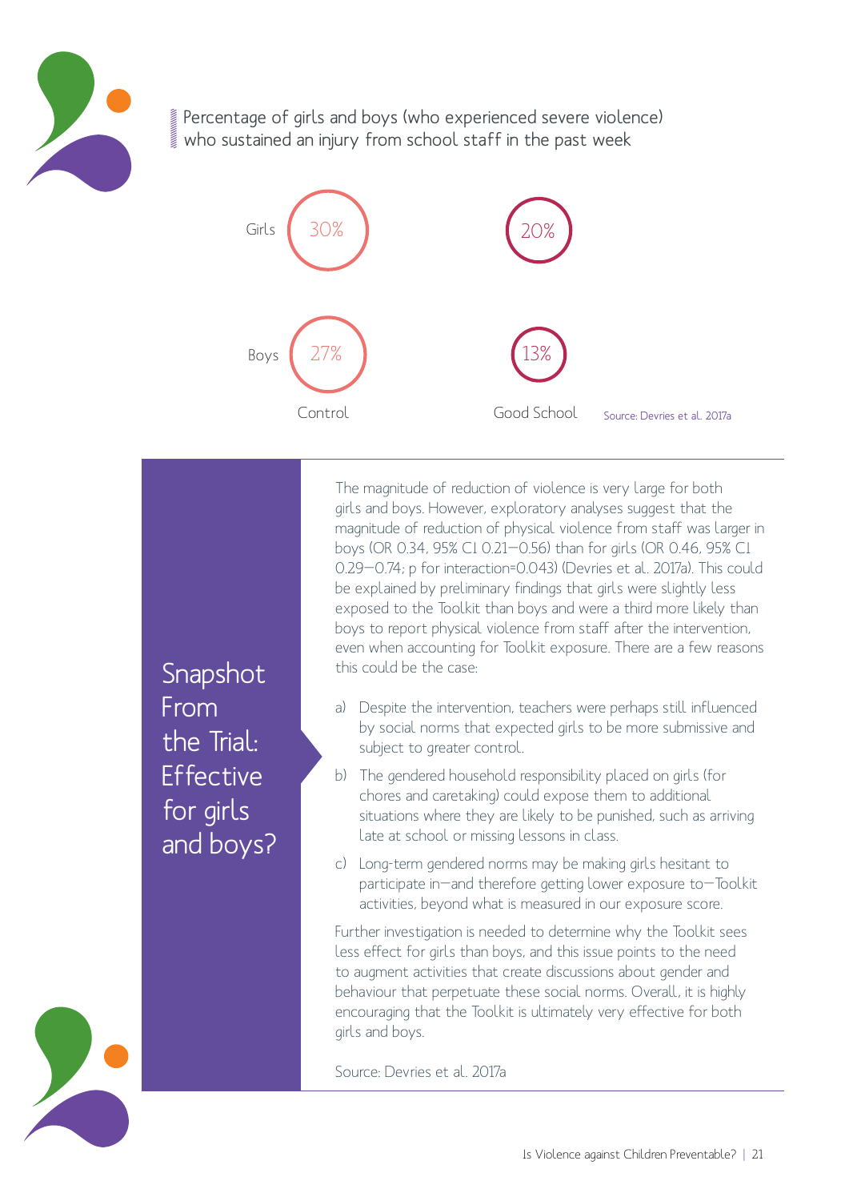Percentage of girls and boys (who experienced severe violence) who sustained an injury from school staff in the past week

| | Control | Good School |
|---|---|---|
| Girls | 30% | 20% |
| Boys | 27% | 13% |

Source: Devries et al. 2017a

## Snapshot From the Trial: Effective for girls and boys?

The magnitude of reduction of violence is very large for both girls and boys. However, exploratory analyses suggest that the magnitude of reduction of physical violence from staff was larger in boys (OR 0.34, 95% CI 0.21—0.56) than for girls (OR 0.46, 95% CI 0.29—0.74; p for interaction=0.043) (Devries et al. 2017a). This could be explained by preliminary findings that girls were slightly less exposed to the Toolkit than boys and were a third more likely than boys to report physical violence from staff after the intervention, even when accounting for Toolkit exposure. There are a few reasons this could be the case:

a) Despite the intervention, teachers were perhaps still influenced by social norms that expected girls to be more submissive and subject to greater control.

b) The gendered household responsibility placed on girls (for chores and caretaking) could expose them to additional situations where they are likely to be punished, such as arriving late at school or missing lessons in class.

c) Long-term gendered norms may be making girls hesitant to participate in—and therefore getting lower exposure to—Toolkit activities, beyond what is measured in our exposure score.

Further investigation is needed to determine why the Toolkit sees less effect for girls than boys, and this issue points to the need to augment activities that create discussions about gender and behaviour that perpetuate these social norms. Overall, it is highly encouraging that the Toolkit is ultimately very effective for both girls and boys.

Source: Devries et al. 2017a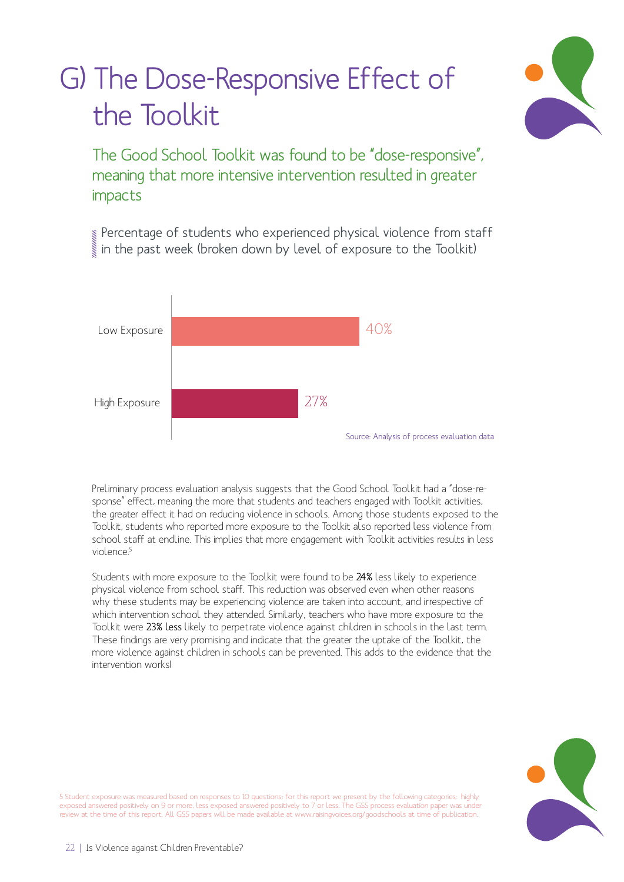# G) The Dose-Responsive Effect of the Toolkit

## The Good School Toolkit was found to be "dose-responsive", meaning that more intensive intervention resulted in greater impacts

Percentage of students who experienced physical violence from staff in the past week (broken down by level of exposure to the Toolkit)

| Exposure | Percentage |
|---|---|
| Low Exposure | 40% |
| High Exposure | 27% |

Source: Analysis of process evaluation data

Preliminary process evaluation analysis suggests that the Good School Toolkit had a "dose-response" effect, meaning the more that students and teachers engaged with Toolkit activities, the greater effect it had on reducing violence in schools. Among those students exposed to the Toolkit, students who reported more exposure to the Toolkit also reported less violence from school staff at endline. This implies that more engagement with Toolkit activities results in less violence.[5]

Students with more exposure to the Toolkit were found to be **24%** less likely to experience physical violence from school staff. This reduction was observed even when other reasons why these students may be experiencing violence are taken into account, and irrespective of which intervention school they attended. Similarly, teachers who have more exposure to the Toolkit were **23% less** likely to perpetrate violence against children in schools in the last term. These findings are very promising and indicate that the greater the uptake of the Toolkit, the more violence against children in schools can be prevented. This adds to the evidence that the intervention works!

5 Student exposure was measured based on responses to 10 questions; for this report we present by the following categories: highly exposed answered positively on 9 or more, less exposed answered positively to 7 or less. The GSS process evaluation paper was under review at the time of this report. All GSS papers will be made available at www.raisingvoices.org/goodschools at time of publication.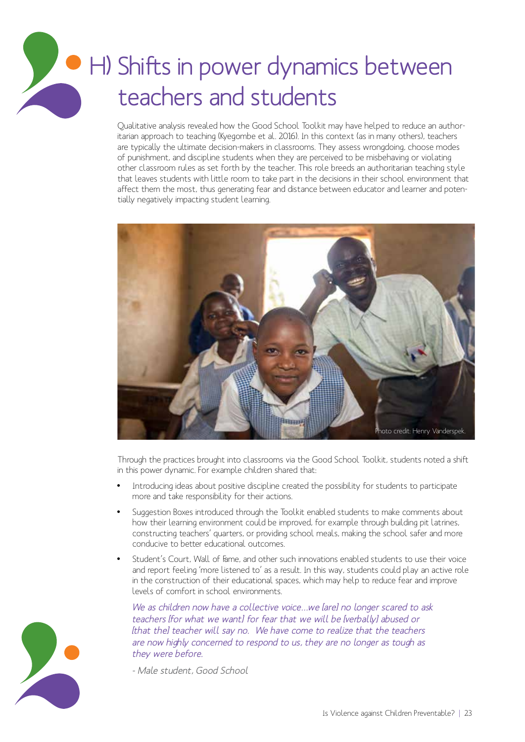# H) Shifts in power dynamics between teachers and students

Qualitative analysis revealed how the Good School Toolkit may have helped to reduce an authoritarian approach to teaching (Kyegombe et al. 2016). In this context (as in many others), teachers are typically the ultimate decision-makers in classrooms. They assess wrongdoing, choose modes of punishment, and discipline students when they are perceived to be misbehaving or violating other classroom rules as set forth by the teacher. This role breeds an authoritarian teaching style that leaves students with little room to take part in the decisions in their school environment that affect them the most, thus generating fear and distance between educator and learner and potentially negatively impacting student learning.

Photo credit: Henry Vanderspek.

Through the practices brought into classrooms via the Good School Toolkit, students noted a shift in this power dynamic. For example children shared that:

- Introducing ideas about positive discipline created the possibility for students to participate more and take responsibility for their actions.
- Suggestion Boxes introduced through the Toolkit enabled students to make comments about how their learning environment could be improved, for example through building pit latrines, constructing teachers' quarters, or providing school meals, making the school safer and more conducive to better educational outcomes.
- Student's Court, Wall of Fame, and other such innovations enabled students to use their voice and report feeling 'more listened to' as a result. In this way, students could play an active role in the construction of their educational spaces, which may help to reduce fear and improve levels of comfort in school environments.

*We as children now have a collective voice…we [are] no longer scared to ask teachers [for what we want] for fear that we will be [verbally] abused or [that the] teacher will say no. We have come to realize that the teachers are now highly concerned to respond to us, they are no longer as tough as they were before.*

*- Male student, Good School*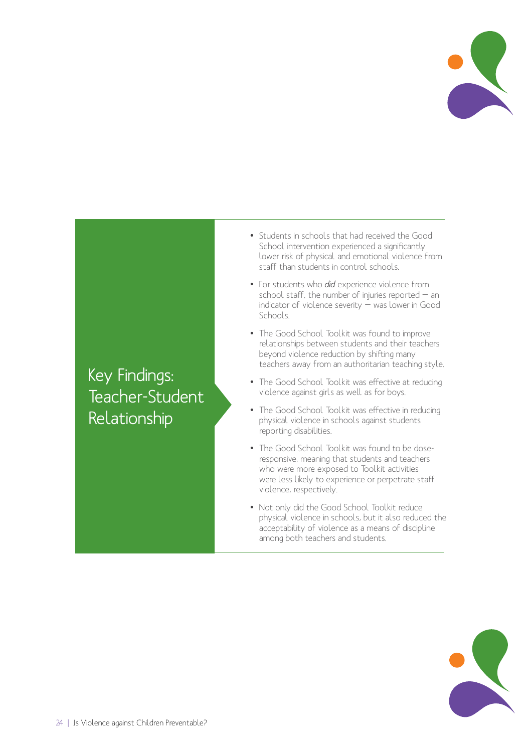## Key Findings: Teacher-Student Relationship

- Students in schools that had received the Good School intervention experienced a significantly lower risk of physical and emotional violence from staff than students in control schools.
- For students who ***did*** experience violence from school staff, the number of injuries reported – an indicator of violence severity – was lower in Good Schools.
- The Good School Toolkit was found to improve relationships between students and their teachers beyond violence reduction by shifting many teachers away from an authoritarian teaching style.
- The Good School Toolkit was effective at reducing violence against girls as well as for boys.
- The Good School Toolkit was effective in reducing physical violence in schools against students reporting disabilities.
- The Good School Toolkit was found to be dose-responsive, meaning that students and teachers who were more exposed to Toolkit activities were less likely to experience or perpetrate staff violence, respectively.
- Not only did the Good School Toolkit reduce physical violence in schools, but it also reduced the acceptability of violence as a means of discipline among both teachers and students.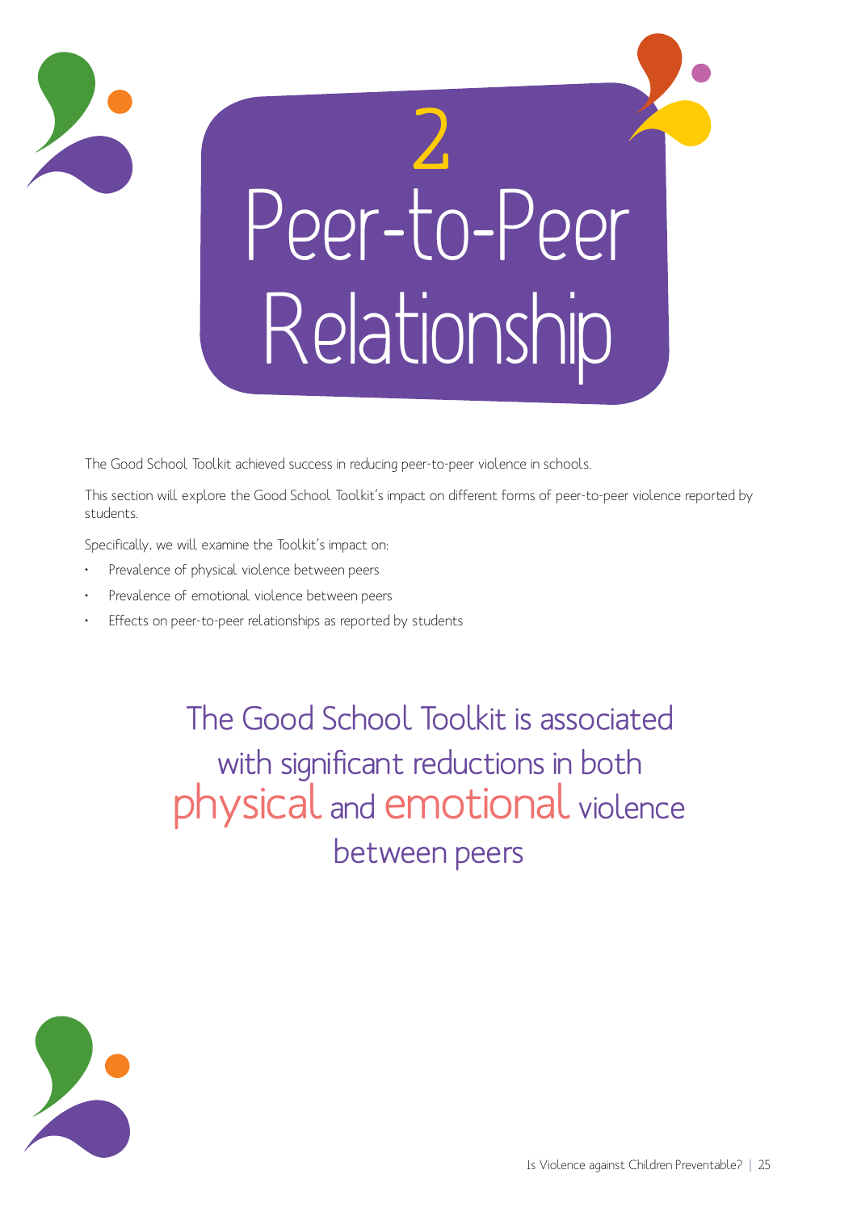# 2 Peer-to-Peer Relationship

The Good School Toolkit achieved success in reducing peer-to-peer violence in schools.

This section will explore the Good School Toolkit's impact on different forms of peer-to-peer violence reported by students.

Specifically, we will examine the Toolkit's impact on:

- Prevalence of physical violence between peers
- Prevalence of emotional violence between peers
- Effects on peer-to-peer relationships as reported by students

The Good School Toolkit is associated with significant reductions in both physical and emotional violence between peers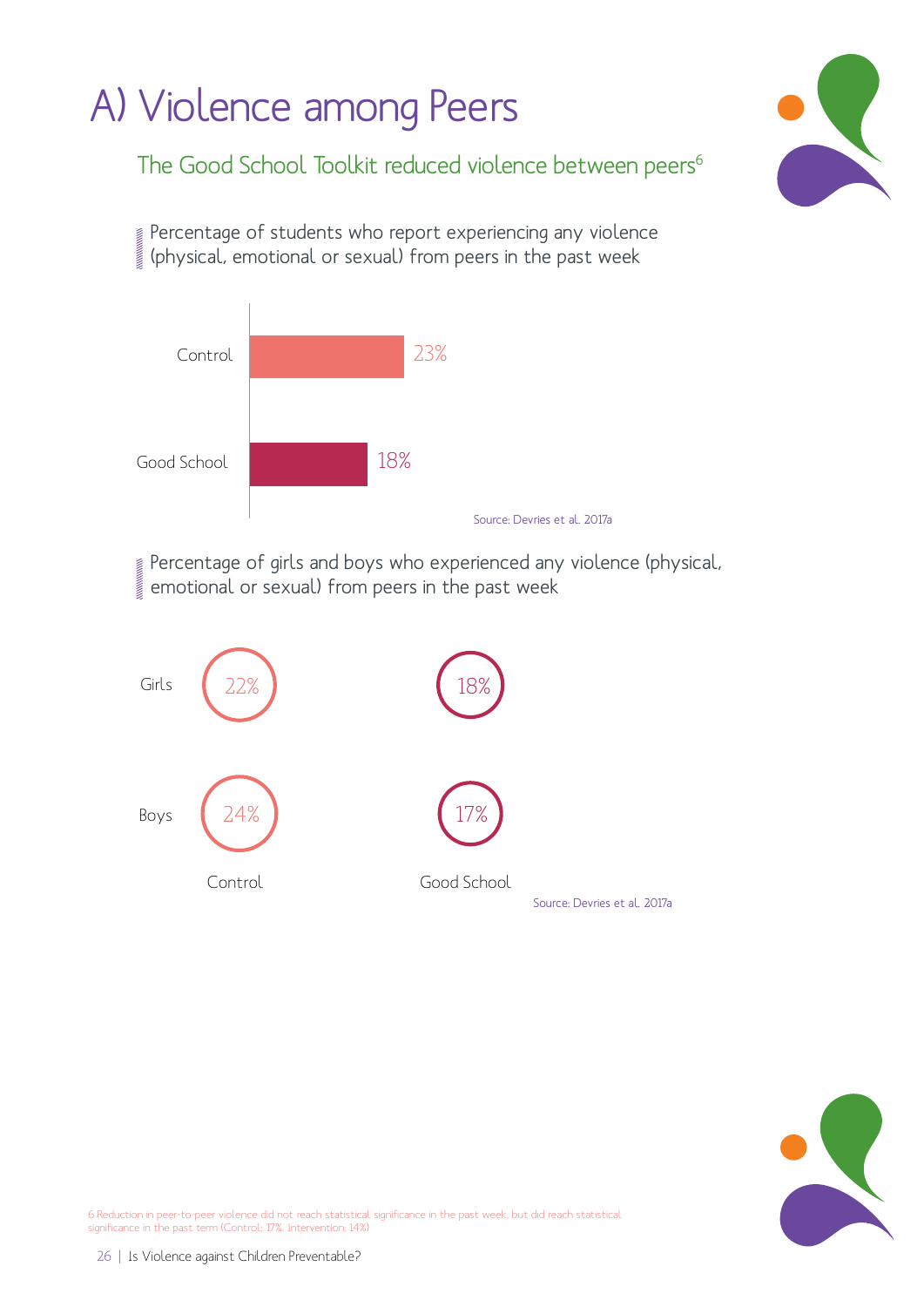# A) Violence among Peers

## The Good School Toolkit reduced violence between peers[6]

Percentage of students who report experiencing any violence (physical, emotional or sexual) from peers in the past week

| | |
|---|---|
| Control | 23% |
| Good School | 18% |

Source: Devries et al. 2017a

Percentage of girls and boys who experienced any violence (physical, emotional or sexual) from peers in the past week

| | Control | Good School |
|---|---|---|
| Girls | 22% | 18% |
| Boys | 24% | 17% |

Source: Devries et al. 2017a

6 Reduction in peer-to-peer violence did not reach statistical significance in the past week, but did reach statistical significance in the past term (Control: 17%, Intervention: 14%)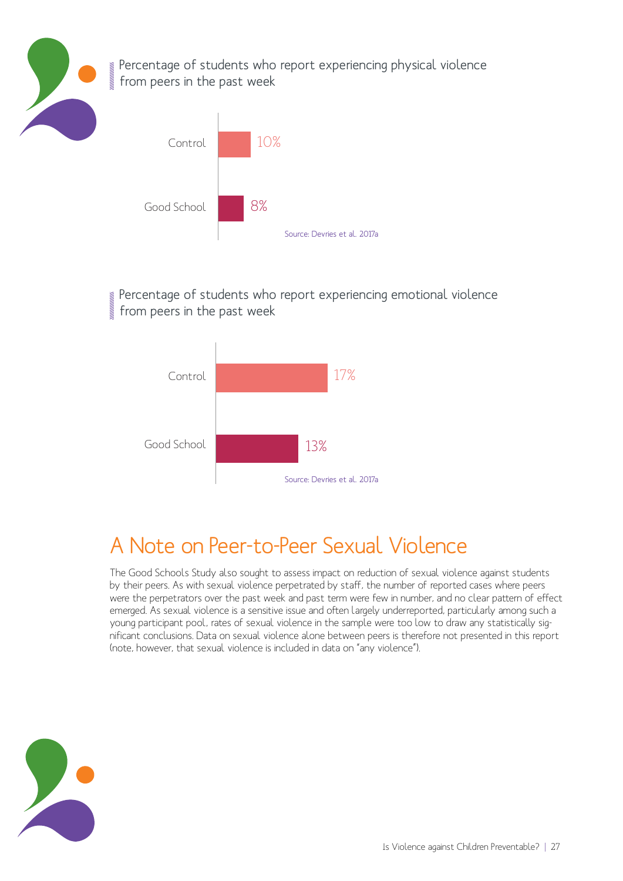Percentage of students who report experiencing physical violence from peers in the past week

| | |
|---|---|
| Control | 10% |
| Good School | 8% |

Source: Devries et al. 2017a

Percentage of students who report experiencing emotional violence from peers in the past week

| | |
|---|---|
| Control | 17% |
| Good School | 13% |

Source: Devries et al. 2017a

# A Note on Peer-to-Peer Sexual Violence

The Good Schools Study also sought to assess impact on reduction of sexual violence against students by their peers. As with sexual violence perpetrated by staff, the number of reported cases where peers were the perpetrators over the past week and past term were few in number, and no clear pattern of effect emerged. As sexual violence is a sensitive issue and often largely underreported, particularly among such a young participant pool, rates of sexual violence in the sample were too low to draw any statistically significant conclusions. Data on sexual violence alone between peers is therefore not presented in this report (note, however, that sexual violence is included in data on "any violence").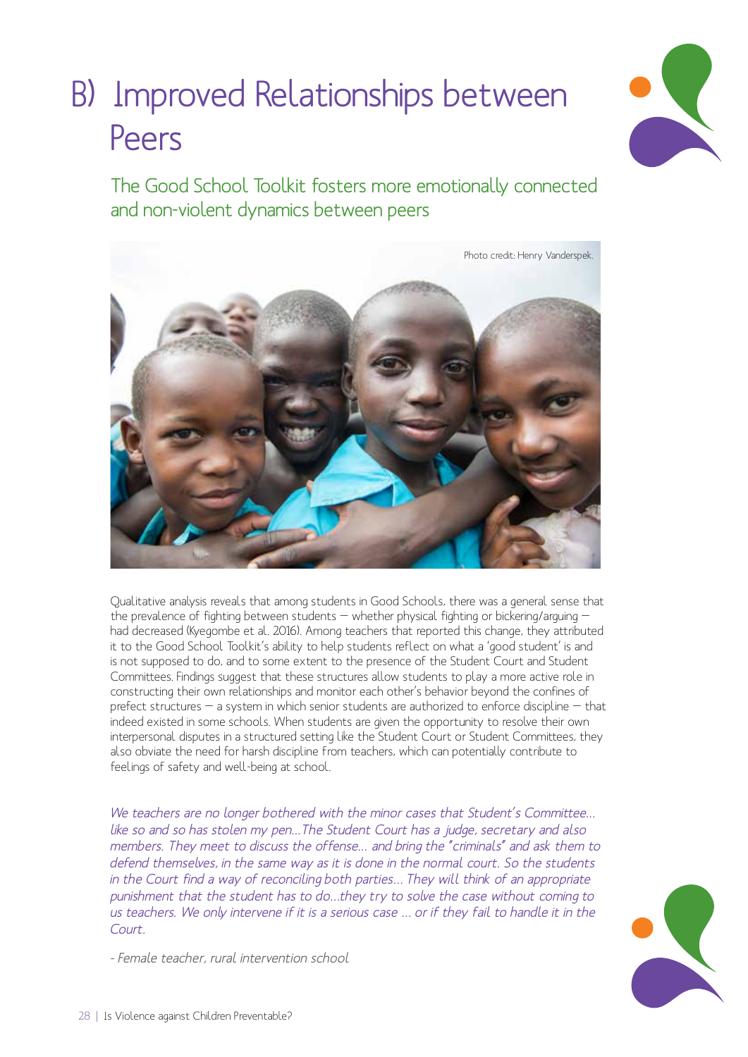# B) Improved Relationships between Peers

## The Good School Toolkit fosters more emotionally connected and non-violent dynamics between peers

Photo credit: Henry Vanderspek.

Qualitative analysis reveals that among students in Good Schools, there was a general sense that the prevalence of fighting between students – whether physical fighting or bickering/arguing – had decreased (Kyegombe et al. 2016). Among teachers that reported this change, they attributed it to the Good School Toolkit's ability to help students reflect on what a 'good student' is and is not supposed to do, and to some extent to the presence of the Student Court and Student Committees. Findings suggest that these structures allow students to play a more active role in constructing their own relationships and monitor each other's behavior beyond the confines of prefect structures – a system in which senior students are authorized to enforce discipline – that indeed existed in some schools. When students are given the opportunity to resolve their own interpersonal disputes in a structured setting like the Student Court or Student Committees, they also obviate the need for harsh discipline from teachers, which can potentially contribute to feelings of safety and well-being at school.

*We teachers are no longer bothered with the minor cases that Student's Committee... like so and so has stolen my pen...The Student Court has a judge, secretary and also members. They meet to discuss the offense... and bring the "criminals" and ask them to defend themselves, in the same way as it is done in the normal court. So the students in the Court find a way of reconciling both parties... They will think of an appropriate punishment that the student has to do...they try to solve the case without coming to us teachers. We only intervene if it is a serious case ... or if they fail to handle it in the Court.*

*- Female teacher, rural intervention school*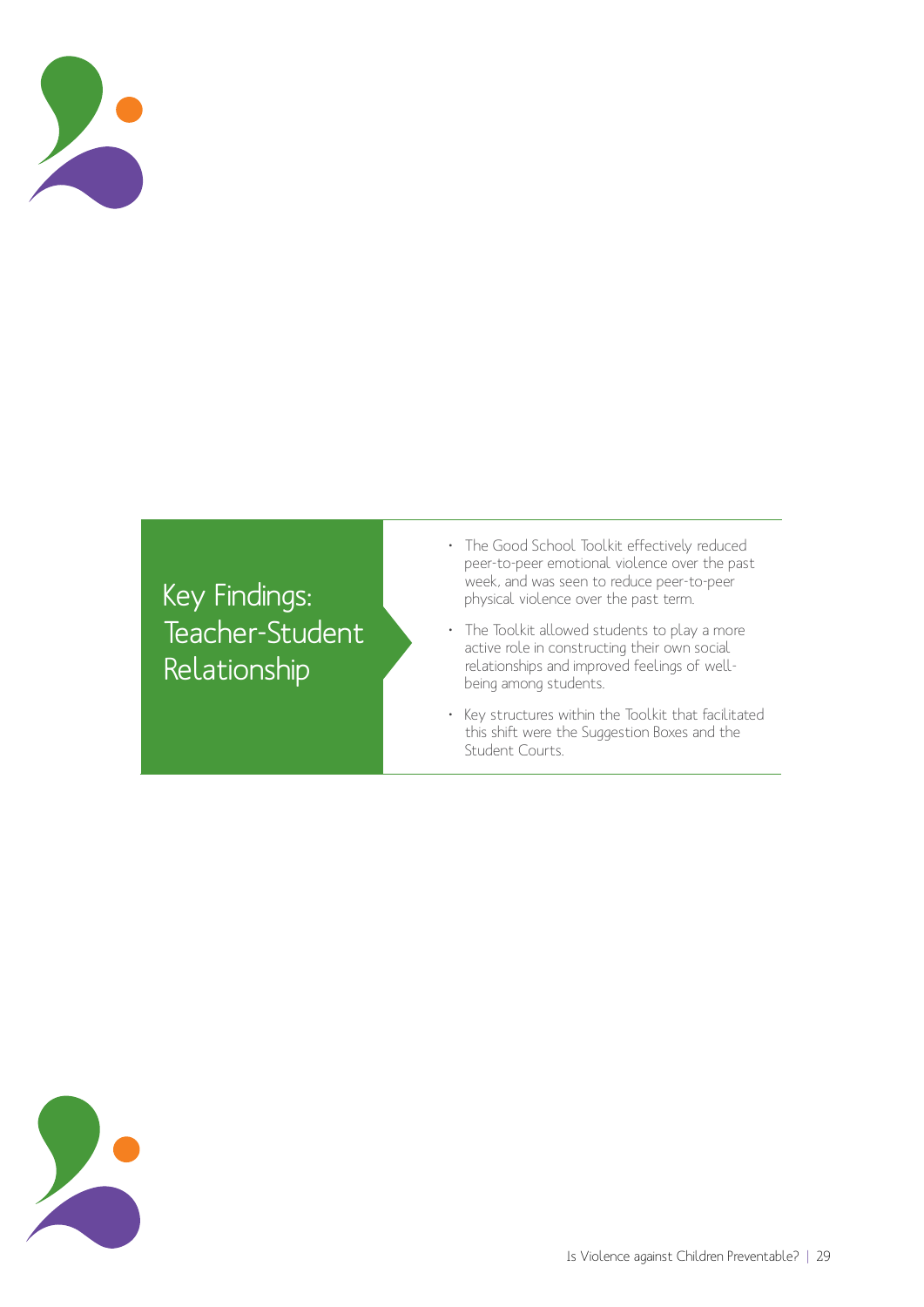## Key Findings: Teacher-Student Relationship

- The Good School Toolkit effectively reduced peer-to-peer emotional violence over the past week, and was seen to reduce peer-to-peer physical violence over the past term.
- The Toolkit allowed students to play a more active role in constructing their own social relationships and improved feelings of well-being among students.
- Key structures within the Toolkit that facilitated this shift were the Suggestion Boxes and the Student Courts.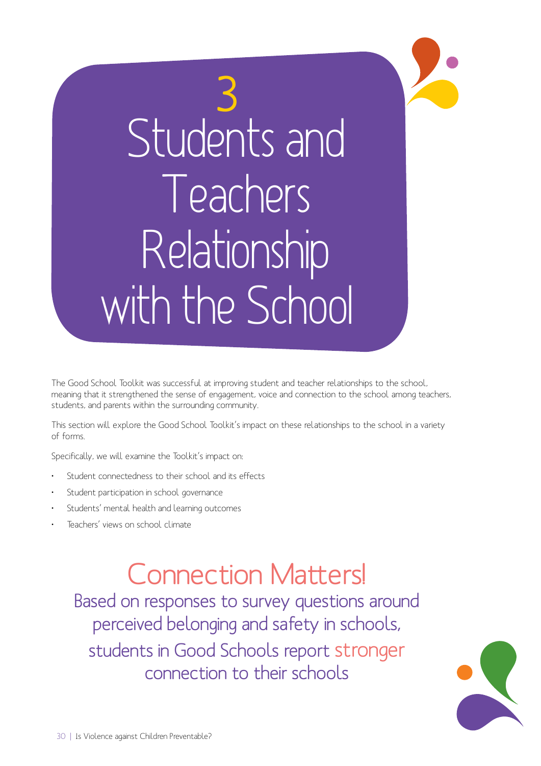# 3 Students and Teachers Relationship with the School

The Good School Toolkit was successful at improving student and teacher relationships to the school, meaning that it strengthened the sense of engagement, voice and connection to the school among teachers, students, and parents within the surrounding community.

This section will explore the Good School Toolkit's impact on these relationships to the school in a variety of forms.

Specifically, we will examine the Toolkit's impact on:

- Student connectedness to their school and its effects
- Student participation in school governance
- Students' mental health and learning outcomes
- Teachers' views on school climate

## Connection Matters!

Based on responses to survey questions around perceived belonging and safety in schools, students in Good Schools report stronger connection to their schools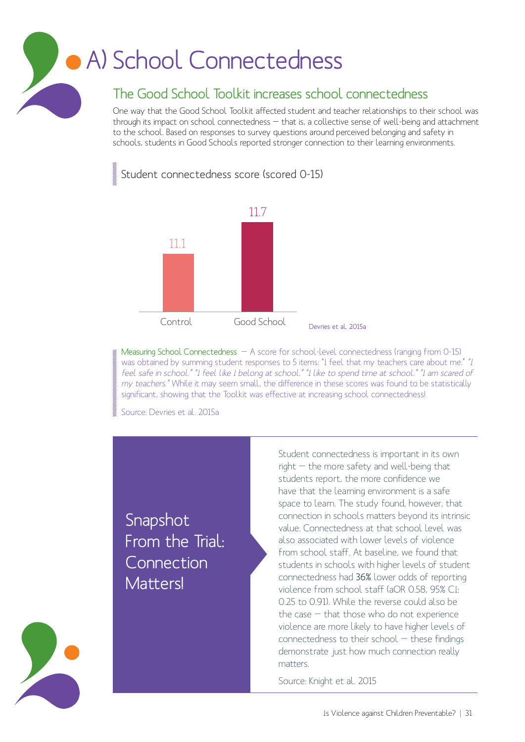# A) School Connectedness

## The Good School Toolkit increases school connectedness

One way that the Good School Toolkit affected student and teacher relationships to their school was through its impact on school connectedness — that is, a collective sense of well-being and attachment to the school. Based on responses to survey questions around perceived belonging and safety in schools, students in Good Schools reported stronger connection to their learning environments.

### Student connectedness score (scored 0-15)

| | Score |
|---|---|
| Control | 11.1 |
| Good School | 11.7 |

Devries et al. 2015a

Measuring School Connectedness — A score for school-level connectedness (ranging from 0-15) was obtained by summing student responses to 5 items: "I feel that my teachers care about me." *"I feel safe in school." "I feel like I belong at school." "I like to spend time at school." "I am scared of my teachers."* While it may seem small, the difference in these scores was found to be statistically significant, showing that the Toolkit was effective at increasing school connectedness!

Source: Devries et al. 2015a

### Snapshot From the Trial: Connection Matters!

Student connectedness is important in its own right — the more safety and well-being that students report, the more confidence we have that the learning environment is a safe space to learn. The study found, however, that connection in schools matters beyond its intrinsic value. Connectedness at that school level was also associated with lower levels of violence from school staff. At baseline, we found that students in schools with higher levels of student connectedness had **36%** lower odds of reporting violence from school staff (aOR 0.58, 95% C.I.: 0.25 to 0.91). While the reverse could also be the case — that those who do not experience violence are more likely to have higher levels of connectedness to their school — these findings demonstrate just how much connection really matters.

Source: Knight et al. 2015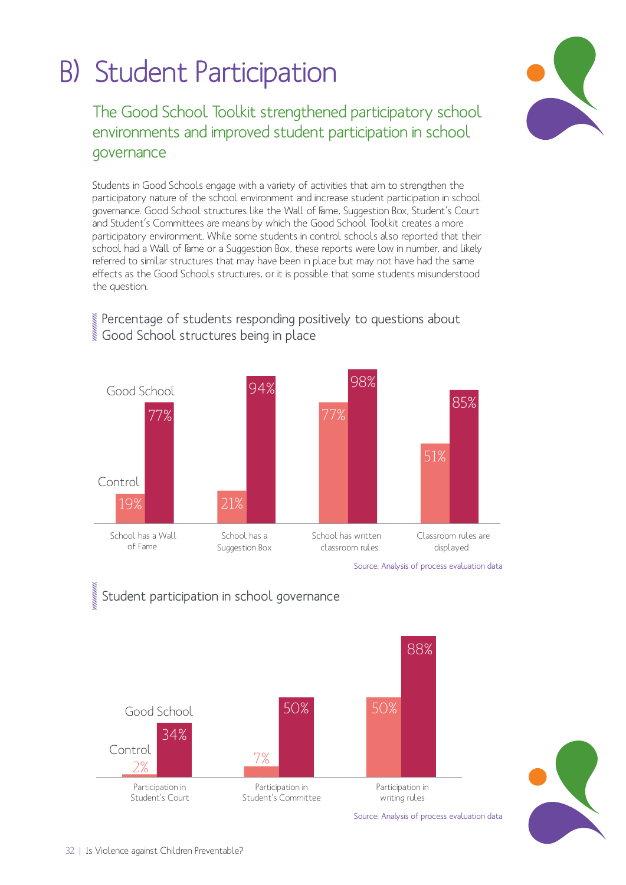# B) Student Participation

## The Good School Toolkit strengthened participatory school environments and improved student participation in school governance

Students in Good Schools engage with a variety of activities that aim to strengthen the participatory nature of the school environment and increase student participation in school governance. Good School structures like the Wall of Fame, Suggestion Box, Student's Court and Student's Committees are means by which the Good School Toolkit creates a more participatory environment. While some students in control schools also reported that their school had a Wall of Fame or a Suggestion Box, these reports were low in number, and likely referred to similar structures that may have been in place but may not have had the same effects as the Good Schools structures, or it is possible that some students misunderstood the question.

### Percentage of students responding positively to questions about Good School structures being in place

| | Control | Good School |
|---|---|---|
| School has a Wall of Fame | 19% | 77% |
| School has a Suggestion Box | 21% | 94% |
| School has written classroom rules | 77% | 98% |
| Classroom rules are displayed | 51% | 85% |

Source: Analysis of process evaluation data

### Student participation in school governance

| | Control | Good School |
|---|---|---|
| Participation in Student's Court | 2% | 34% |
| Participation in Student's Committee | 7% | 50% |
| Participation in writing rules | 50% | 88% |

Source: Analysis of process evaluation data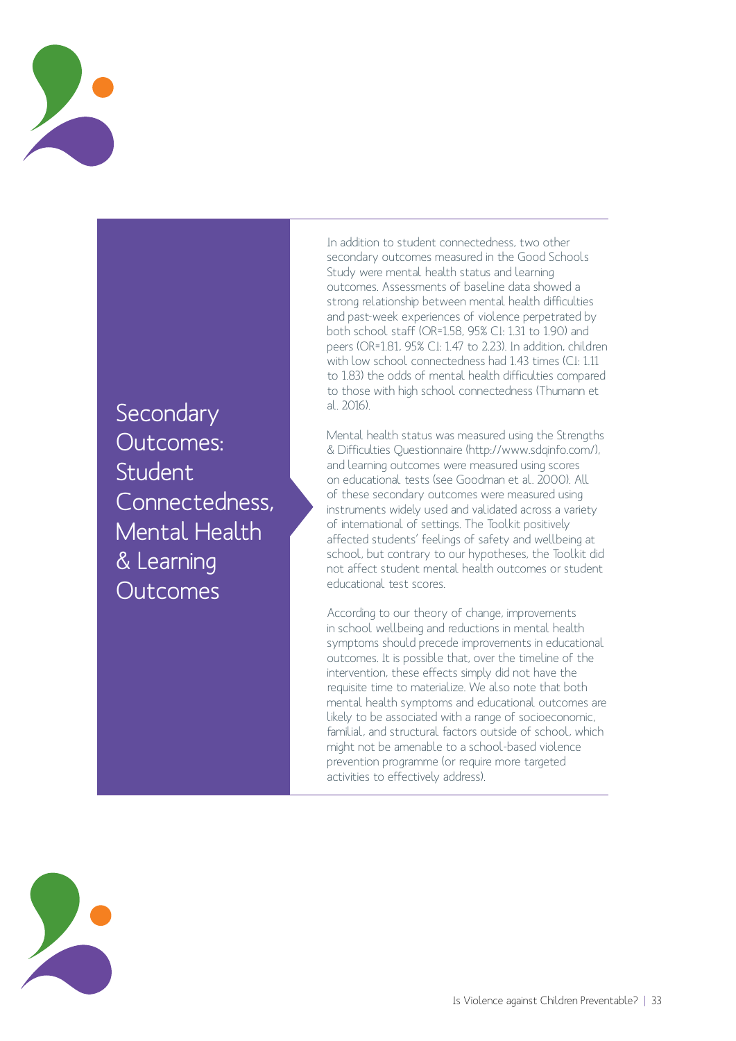# Secondary Outcomes: Student Connectedness, Mental Health & Learning Outcomes

In addition to student connectedness, two other secondary outcomes measured in the Good Schools Study were mental health status and learning outcomes. Assessments of baseline data showed a strong relationship between mental health difficulties and past-week experiences of violence perpetrated by both school staff (OR=1.58, 95% CI: 1.31 to 1.90) and peers (OR=1.81, 95% CI: 1.47 to 2.23). In addition, children with low school connectedness had 1.43 times (CI: 1.11 to 1.83) the odds of mental health difficulties compared to those with high school connectedness (Thumann et al. 2016).

Mental health status was measured using the Strengths & Difficulties Questionnaire (http://www.sdqinfo.com/), and learning outcomes were measured using scores on educational tests (see Goodman et al. 2000). All of these secondary outcomes were measured using instruments widely used and validated across a variety of international of settings. The Toolkit positively affected students' feelings of safety and wellbeing at school, but contrary to our hypotheses, the Toolkit did not affect student mental health outcomes or student educational test scores.

According to our theory of change, improvements in school wellbeing and reductions in mental health symptoms should precede improvements in educational outcomes. It is possible that, over the timeline of the intervention, these effects simply did not have the requisite time to materialize. We also note that both mental health symptoms and educational outcomes are likely to be associated with a range of socioeconomic, familial, and structural factors outside of school, which might not be amenable to a school-based violence prevention programme (or require more targeted activities to effectively address).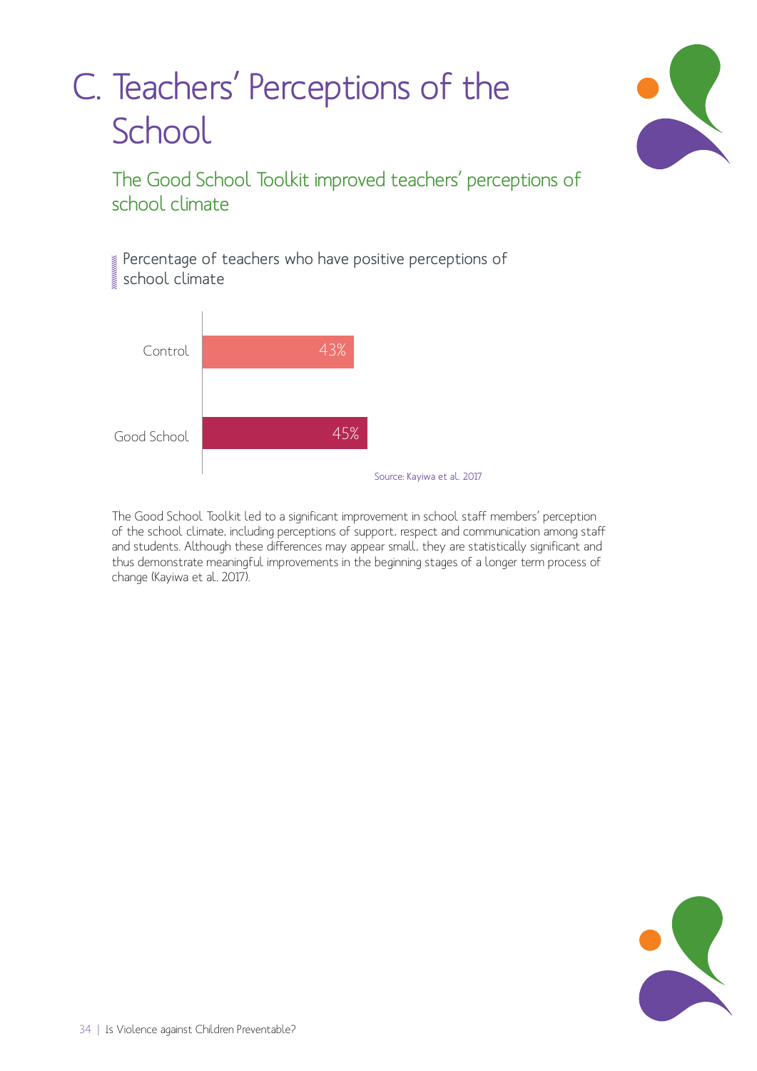# C. Teachers' Perceptions of the School

## The Good School Toolkit improved teachers' perceptions of school climate

Percentage of teachers who have positive perceptions of school climate

| Group | Percentage |
|---|---|
| Control | 43% |
| Good School | 45% |

Source: Kayiwa et al. 2017

The Good School Toolkit led to a significant improvement in school staff members' perception of the school climate, including perceptions of support, respect and communication among staff and students. Although these differences may appear small, they are statistically significant and thus demonstrate meaningful improvements in the beginning stages of a longer term process of change (Kayiwa et al. 2017).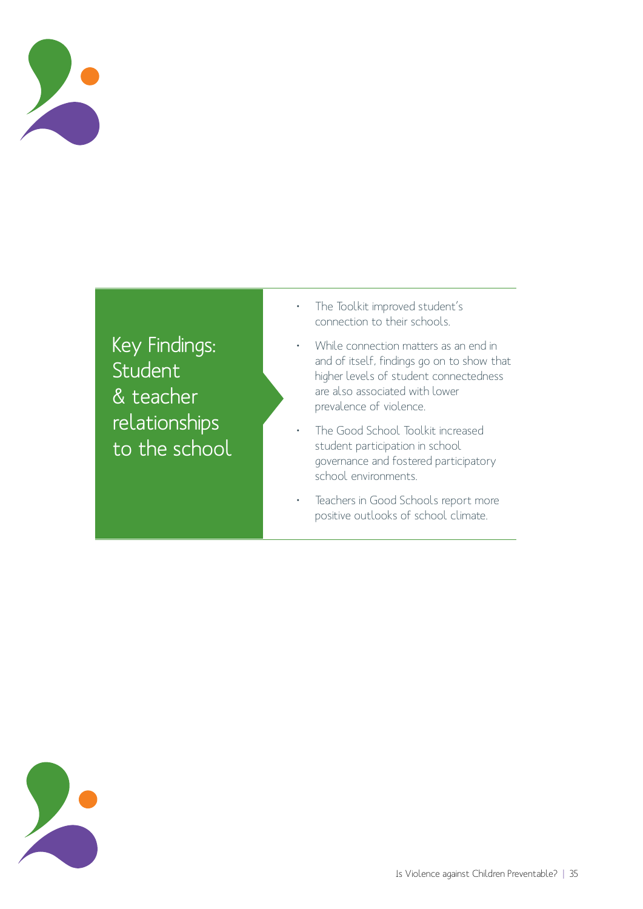## Key Findings: Student & teacher relationships to the school

- The Toolkit improved student's connection to their schools.
- While connection matters as an end in and of itself, findings go on to show that higher levels of student connectedness are also associated with lower prevalence of violence.
- The Good School Toolkit increased student participation in school governance and fostered participatory school environments.
- Teachers in Good Schools report more positive outlooks of school climate.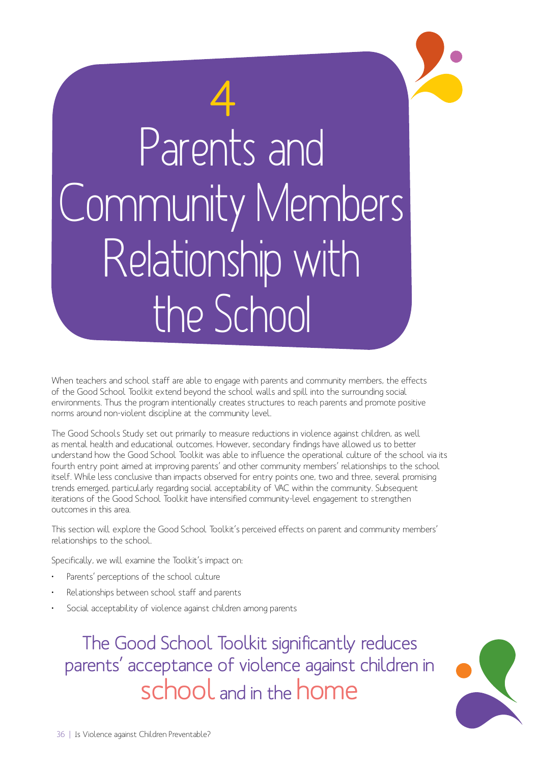# 4 Parents and Community Members Relationship with the School

When teachers and school staff are able to engage with parents and community members, the effects of the Good School Toolkit extend beyond the school walls and spill into the surrounding social environments. Thus the program intentionally creates structures to reach parents and promote positive norms around non-violent discipline at the community level.

The Good Schools Study set out primarily to measure reductions in violence against children, as well as mental health and educational outcomes. However, secondary findings have allowed us to better understand how the Good School Toolkit was able to influence the operational culture of the school via its fourth entry point aimed at improving parents' and other community members' relationships to the school itself. While less conclusive than impacts observed for entry points one, two and three, several promising trends emerged, particularly regarding social acceptability of VAC within the community. Subsequent iterations of the Good School Toolkit have intensified community-level engagement to strengthen outcomes in this area.

This section will explore the Good School Toolkit's perceived effects on parent and community members' relationships to the school.

Specifically, we will examine the Toolkit's impact on:

- Parents' perceptions of the school culture
- Relationships between school staff and parents
- Social acceptability of violence against children among parents

## The Good School Toolkit significantly reduces parents' acceptance of violence against children in school and in the home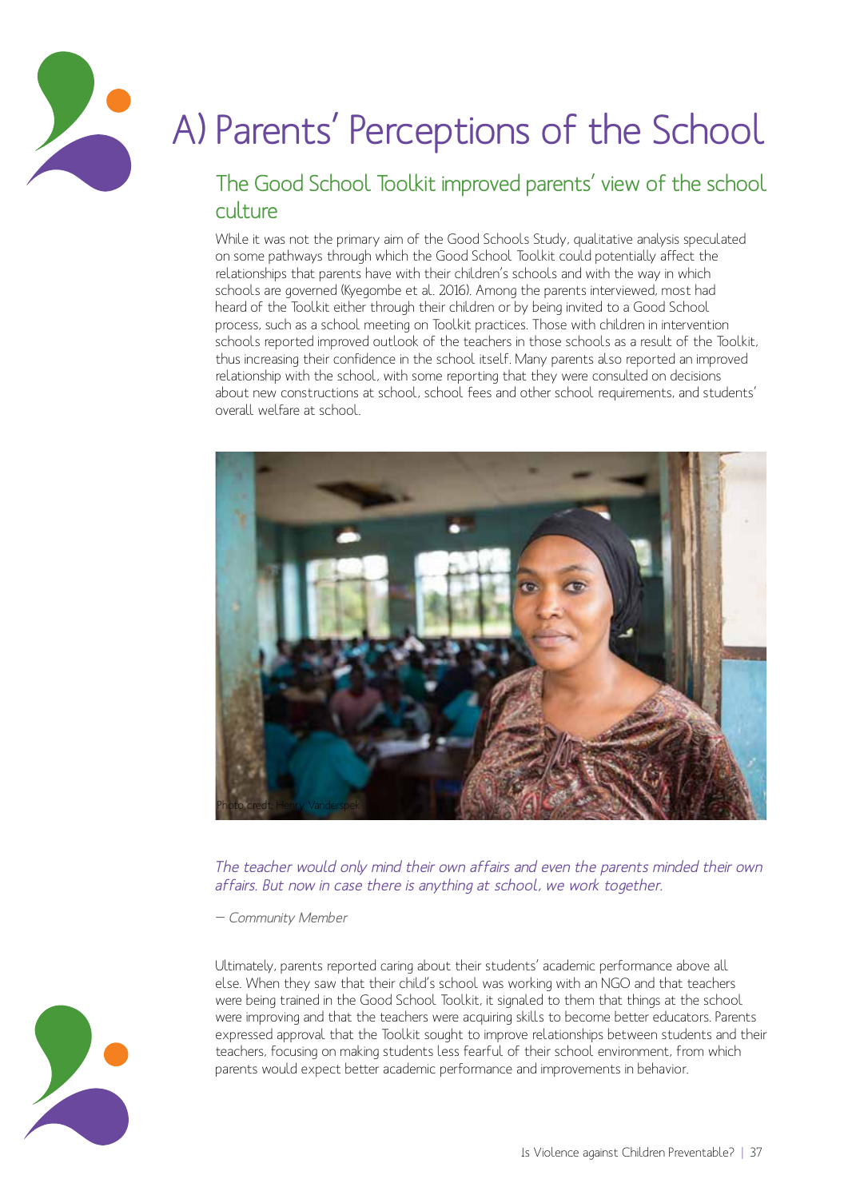# A) Parents' Perceptions of the School

## The Good School Toolkit improved parents' view of the school culture

While it was not the primary aim of the Good Schools Study, qualitative analysis speculated on some pathways through which the Good School Toolkit could potentially affect the relationships that parents have with their children's schools and with the way in which schools are governed (Kyegombe et al. 2016). Among the parents interviewed, most had heard of the Toolkit either through their children or by being invited to a Good School process, such as a school meeting on Toolkit practices. Those with children in intervention schools reported improved outlook of the teachers in those schools as a result of the Toolkit, thus increasing their confidence in the school itself. Many parents also reported an improved relationship with the school, with some reporting that they were consulted on decisions about new constructions at school, school fees and other school requirements, and students' overall welfare at school.

Photo credit: Henry Vanderspek

*The teacher would only mind their own affairs and even the parents minded their own affairs. But now in case there is anything at school, we work together.*

*— Community Member*

Ultimately, parents reported caring about their students' academic performance above all else. When they saw that their child's school was working with an NGO and that teachers were being trained in the Good School Toolkit, it signaled to them that things at the school were improving and that the teachers were acquiring skills to become better educators. Parents expressed approval that the Toolkit sought to improve relationships between students and their teachers, focusing on making students less fearful of their school environment, from which parents would expect better academic performance and improvements in behavior.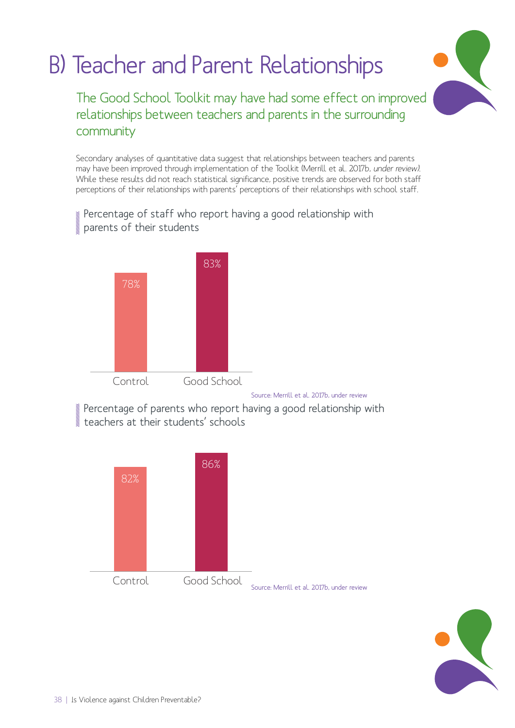# B) Teacher and Parent Relationships

## The Good School Toolkit may have had some effect on improved relationships between teachers and parents in the surrounding community

Secondary analyses of quantitative data suggest that relationships between teachers and parents may have been improved through implementation of the Toolkit (Merrill et al. 2017b, *under review)*. While these results did not reach statistical significance, positive trends are observed for both staff perceptions of their relationships with parents' perceptions of their relationships with school staff.

Percentage of staff who report having a good relationship with parents of their students

| Control | Good School |
|---|---|
| 78% | 83% |

Source: Merrill et al. 2017b, under review

Percentage of parents who report having a good relationship with teachers at their students' schools

| Control | Good School |
|---|---|
| 82% | 86% |

Source: Merrill et al. 2017b, under review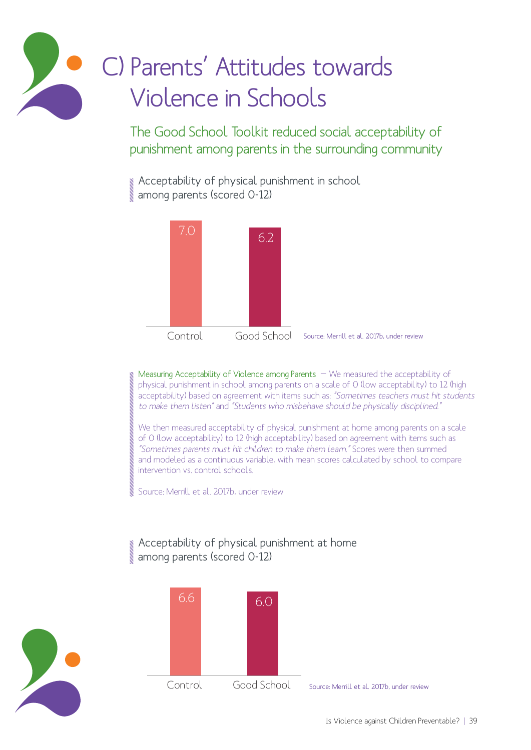# C) Parents' Attitudes towards Violence in Schools

## The Good School Toolkit reduced social acceptability of punishment among parents in the surrounding community

Acceptability of physical punishment in school among parents (scored 0-12)

| | Control | Good School |
|---|---|---|
| Score | 7.0 | 6.2 |

Source: Merrill et al. 2017b, under review

Measuring Acceptability of Violence among Parents — We measured the acceptability of physical punishment in school among parents on a scale of 0 (low acceptability) to 12 (high acceptability) based on agreement with items such as: *"Sometimes teachers must hit students to make them listen"* and *"Students who misbehave should be physically disciplined."*

We then measured acceptability of physical punishment at home among parents on a scale of 0 (low acceptability) to 12 (high acceptability) based on agreement with items such as *"Sometimes parents must hit children to make them learn."* Scores were then summed and modeled as a continuous variable, with mean scores calculated by school to compare intervention vs. control schools.

Source: Merrill et al. 2017b, under review

Acceptability of physical punishment at home among parents (scored 0-12)

| | Control | Good School |
|---|---|---|
| Score | 6.6 | 6.0 |

Source: Merrill et al. 2017b, under review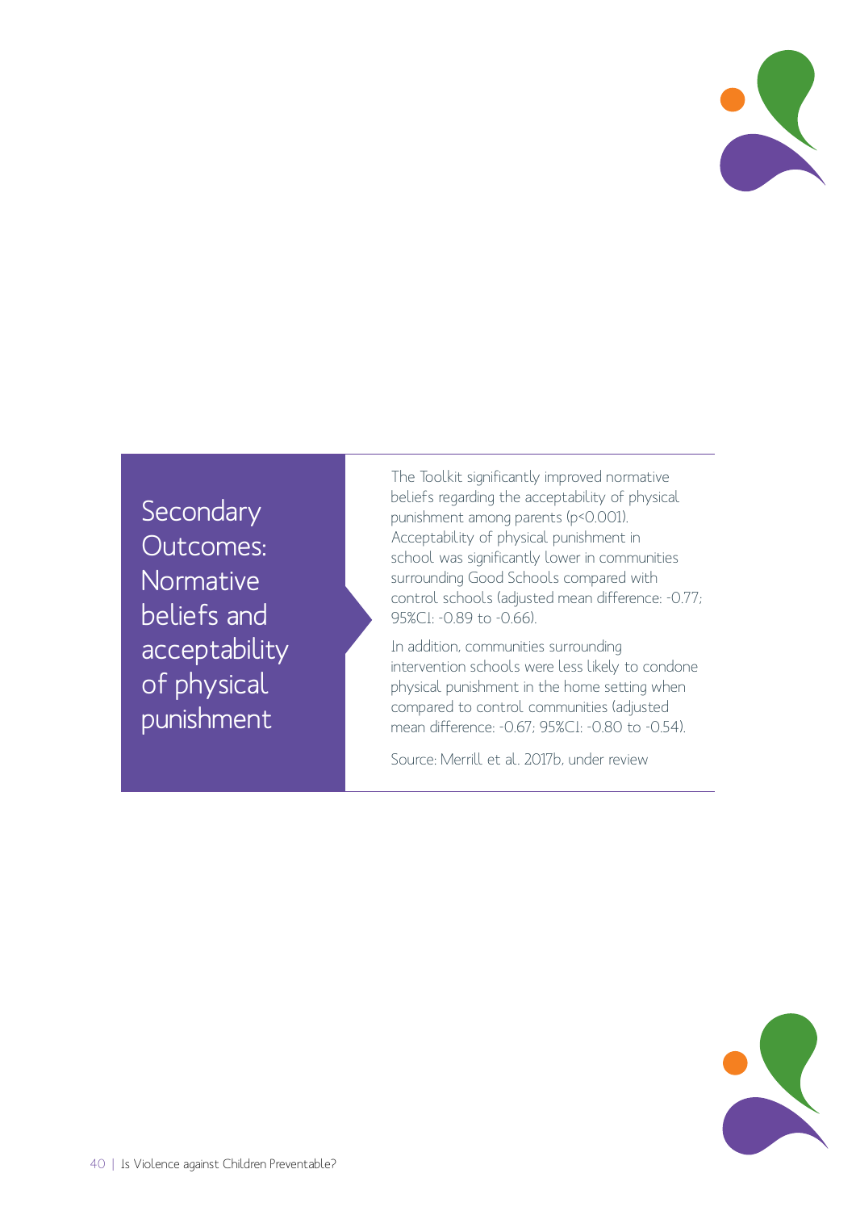## Secondary Outcomes: Normative beliefs and acceptability of physical punishment

The Toolkit significantly improved normative beliefs regarding the acceptability of physical punishment among parents ($p<0.001$). Acceptability of physical punishment in school was significantly lower in communities surrounding Good Schools compared with control schools (adjusted mean difference: -0.77; 95%CI: -0.89 to -0.66).

In addition, communities surrounding intervention schools were less likely to condone physical punishment in the home setting when compared to control communities (adjusted mean difference: -0.67; 95%CI: -0.80 to -0.54).

Source: Merrill et al. 2017b, under review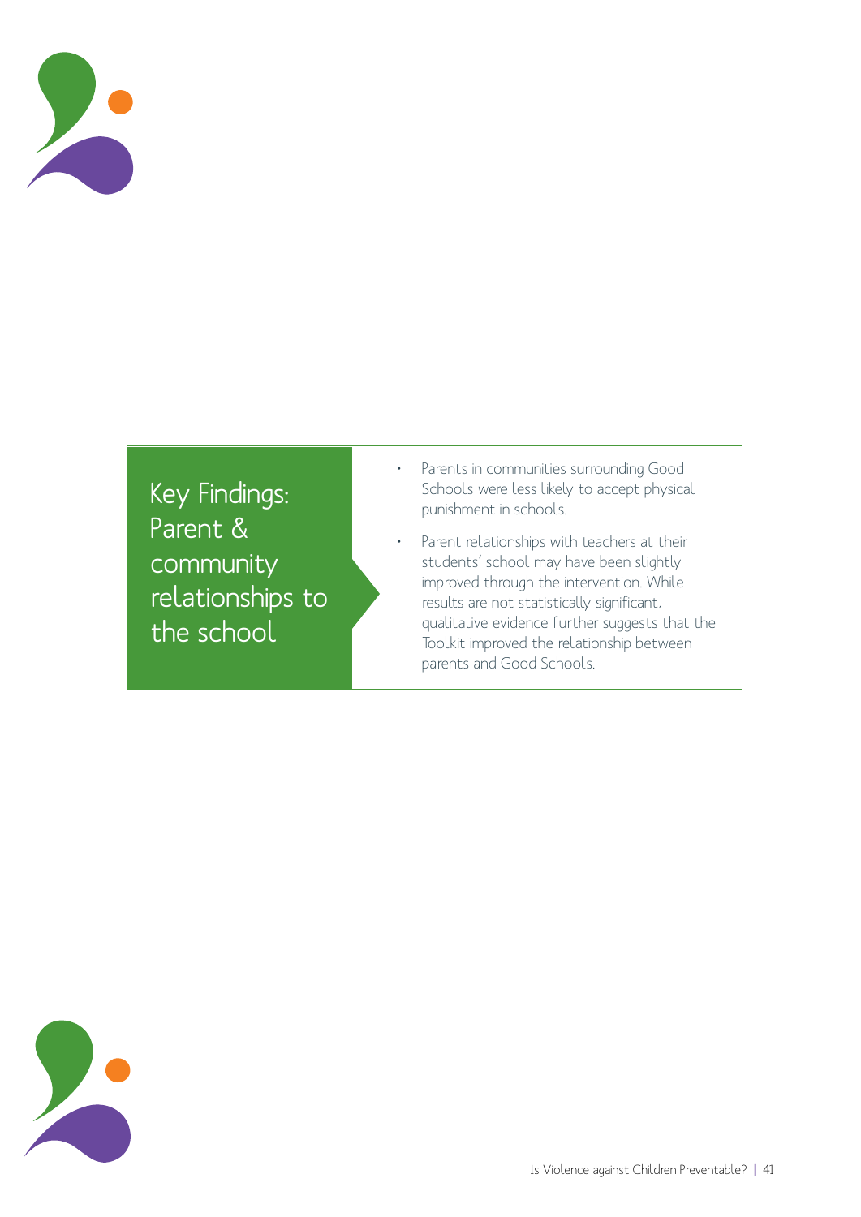## Key Findings: Parent & community relationships to the school

- Parents in communities surrounding Good Schools were less likely to accept physical punishment in schools.
- Parent relationships with teachers at their students' school may have been slightly improved through the intervention. While results are not statistically significant, qualitative evidence further suggests that the Toolkit improved the relationship between parents and Good Schools.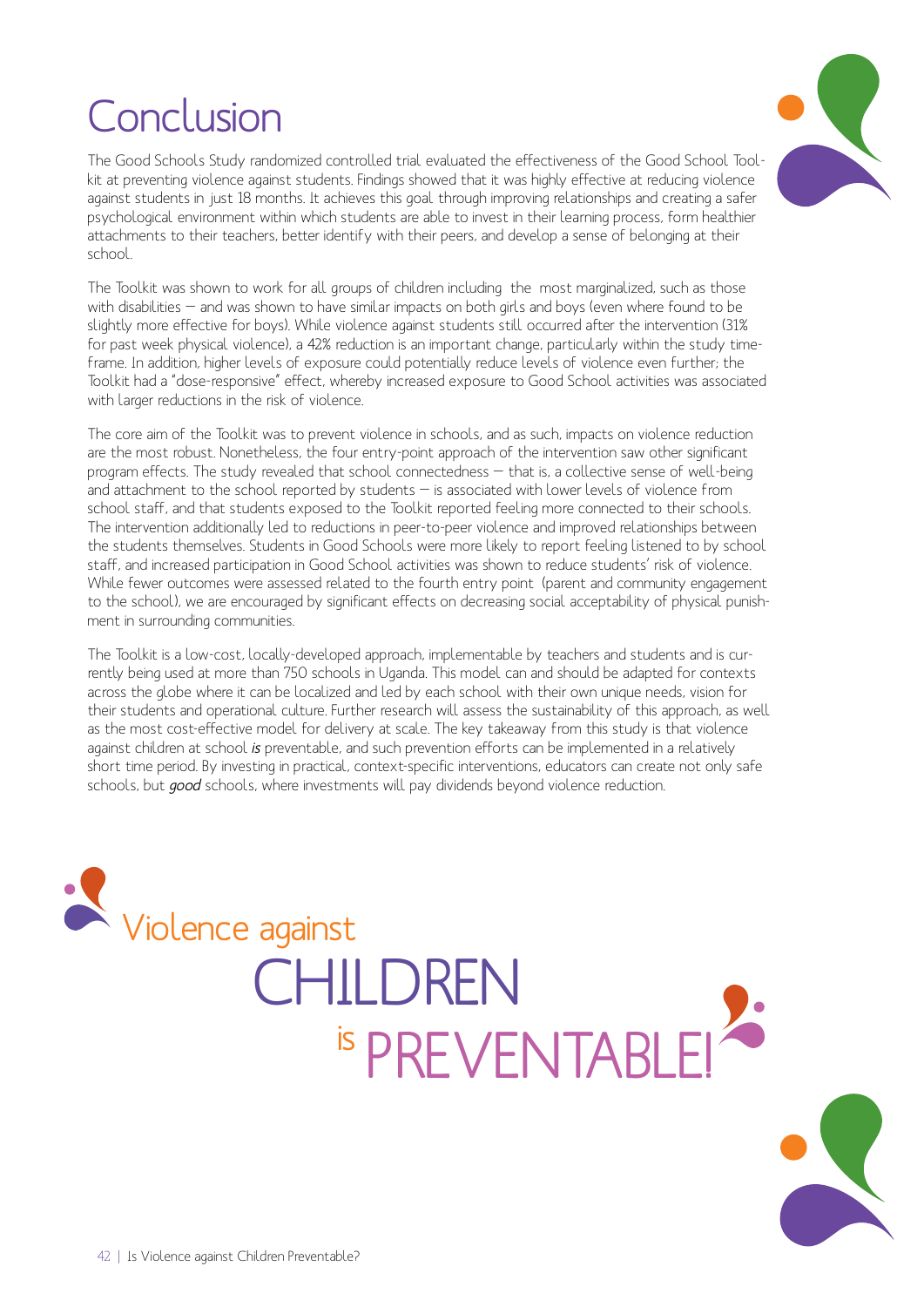# Conclusion

The Good Schools Study randomized controlled trial evaluated the effectiveness of the Good School Toolkit at preventing violence against students. Findings showed that it was highly effective at reducing violence against students in just 18 months. It achieves this goal through improving relationships and creating a safer psychological environment within which students are able to invest in their learning process, form healthier attachments to their teachers, better identify with their peers, and develop a sense of belonging at their school.

The Toolkit was shown to work for all groups of children including the most marginalized, such as those with disabilities – and was shown to have similar impacts on both girls and boys (even where found to be slightly more effective for boys). While violence against students still occurred after the intervention (31% for past week physical violence), a 42% reduction is an important change, particularly within the study timeframe. In addition, higher levels of exposure could potentially reduce levels of violence even further; the Toolkit had a "dose-responsive" effect, whereby increased exposure to Good School activities was associated with larger reductions in the risk of violence.

The core aim of the Toolkit was to prevent violence in schools, and as such, impacts on violence reduction are the most robust. Nonetheless, the four entry-point approach of the intervention saw other significant program effects. The study revealed that school connectedness – that is, a collective sense of well-being and attachment to the school reported by students – is associated with lower levels of violence from school staff, and that students exposed to the Toolkit reported feeling more connected to their schools. The intervention additionally led to reductions in peer-to-peer violence and improved relationships between the students themselves. Students in Good Schools were more likely to report feeling listened to by school staff, and increased participation in Good School activities was shown to reduce students' risk of violence. While fewer outcomes were assessed related to the fourth entry point (parent and community engagement to the school), we are encouraged by significant effects on decreasing social acceptability of physical punishment in surrounding communities.

The Toolkit is a low-cost, locally-developed approach, implementable by teachers and students and is currently being used at more than 750 schools in Uganda. This model can and should be adapted for contexts across the globe where it can be localized and led by each school with their own unique needs, vision for their students and operational culture. Further research will assess the sustainability of this approach, as well as the most cost-effective model for delivery at scale. The key takeaway from this study is that violence against children at school ***is*** preventable, and such prevention efforts can be implemented in a relatively short time period. By investing in practical, context-specific interventions, educators can create not only safe schools, but ***good*** schools, where investments will pay dividends beyond violence reduction.

Violence against CHILDREN is PREVENTABLE!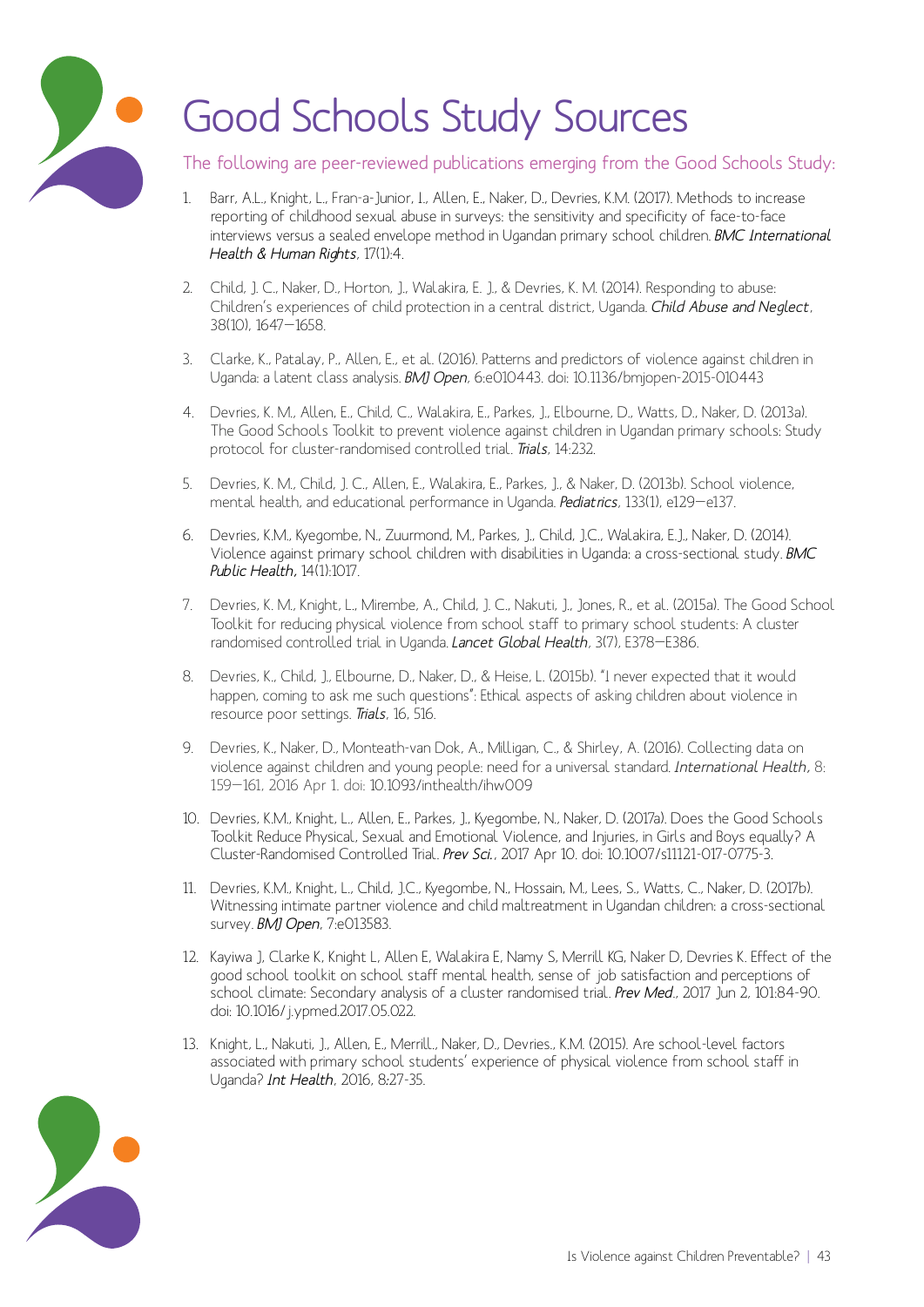# Good Schools Study Sources

The following are peer-reviewed publications emerging from the Good Schools Study:

1. Barr, A.L., Knight, L., Fran-a-Junior, I., Allen, E., Naker, D., Devries, K.M. (2017). Methods to increase reporting of childhood sexual abuse in surveys: the sensitivity and specificity of face-to-face interviews versus a sealed envelope method in Ugandan primary school children. *BMC International Health & Human Rights*, 17(1):4.

2. Child, J. C., Naker, D., Horton, J., Walakira, E. J., & Devries, K. M. (2014). Responding to abuse: Children's experiences of child protection in a central district, Uganda. *Child Abuse and Neglect*, 38(10), 1647–1658.

3. Clarke, K., Patalay, P., Allen, E., et al. (2016). Patterns and predictors of violence against children in Uganda: a latent class analysis. *BMJ Open*, 6:e010443. doi: 10.1136/bmjopen-2015-010443

4. Devries, K. M., Allen, E., Child, C., Walakira, E., Parkes, J., Elbourne, D., Watts, D., Naker, D. (2013a). The Good Schools Toolkit to prevent violence against children in Ugandan primary schools: Study protocol for cluster-randomised controlled trial. *Trials*, 14:232.

5. Devries, K. M., Child, J. C., Allen, E., Walakira, E., Parkes, J., & Naker, D. (2013b). School violence, mental health, and educational performance in Uganda. *Pediatrics*, 133(1), e129–e137.

6. Devries, K.M., Kyegombe, N., Zuurmond, M., Parkes, J., Child, J.C., Walakira, E.J., Naker, D. (2014). Violence against primary school children with disabilities in Uganda: a cross-sectional study. *BMC Public Health*, 14(1):1017.

7. Devries, K. M., Knight, L., Mirembe, A., Child, J. C., Nakuti, J., Jones, R., et al. (2015a). The Good School Toolkit for reducing physical violence from school staff to primary school students: A cluster randomised controlled trial in Uganda. *Lancet Global Health*, 3(7), E378–E386.

8. Devries, K., Child, J., Elbourne, D., Naker, D., & Heise, L. (2015b). "I never expected that it would happen, coming to ask me such questions": Ethical aspects of asking children about violence in resource poor settings. *Trials*, 16, 516.

9. Devries, K., Naker, D., Monteath-van Dok, A., Milligan, C., & Shirley, A. (2016). Collecting data on violence against children and young people: need for a universal standard. *International Health*, 8: 159–161, 2016 Apr 1. doi: 10.1093/inthealth/ihw009

10. Devries, K.M., Knight, L., Allen, E., Parkes, J., Kyegombe, N., Naker, D. (2017a). Does the Good Schools Toolkit Reduce Physical, Sexual and Emotional Violence, and Injuries, in Girls and Boys equally? A Cluster-Randomised Controlled Trial. *Prev Sci.*, 2017 Apr 10. doi: 10.1007/s11121-017-0775-3.

11. Devries, K.M., Knight, L., Child, J.C., Kyegombe, N., Hossain, M., Lees, S., Watts, C., Naker, D. (2017b). Witnessing intimate partner violence and child maltreatment in Ugandan children: a cross-sectional survey. *BMJ Open*, 7:e013583.

12. Kayiwa J, Clarke K, Knight L, Allen E, Walakira E, Namy S, Merrill KG, Naker D, Devries K. Effect of the good school toolkit on school staff mental health, sense of job satisfaction and perceptions of school climate: Secondary analysis of a cluster randomised trial. *Prev Med.*, 2017 Jun 2, 101:84-90. doi: 10.1016/j.ypmed.2017.05.022.

13. Knight, L., Nakuti, J., Allen, E., Merrill., Naker, D., Devries., K.M. (2015). Are school-level factors associated with primary school students' experience of physical violence from school staff in Uganda? *Int Health*, 2016, 8:27-35.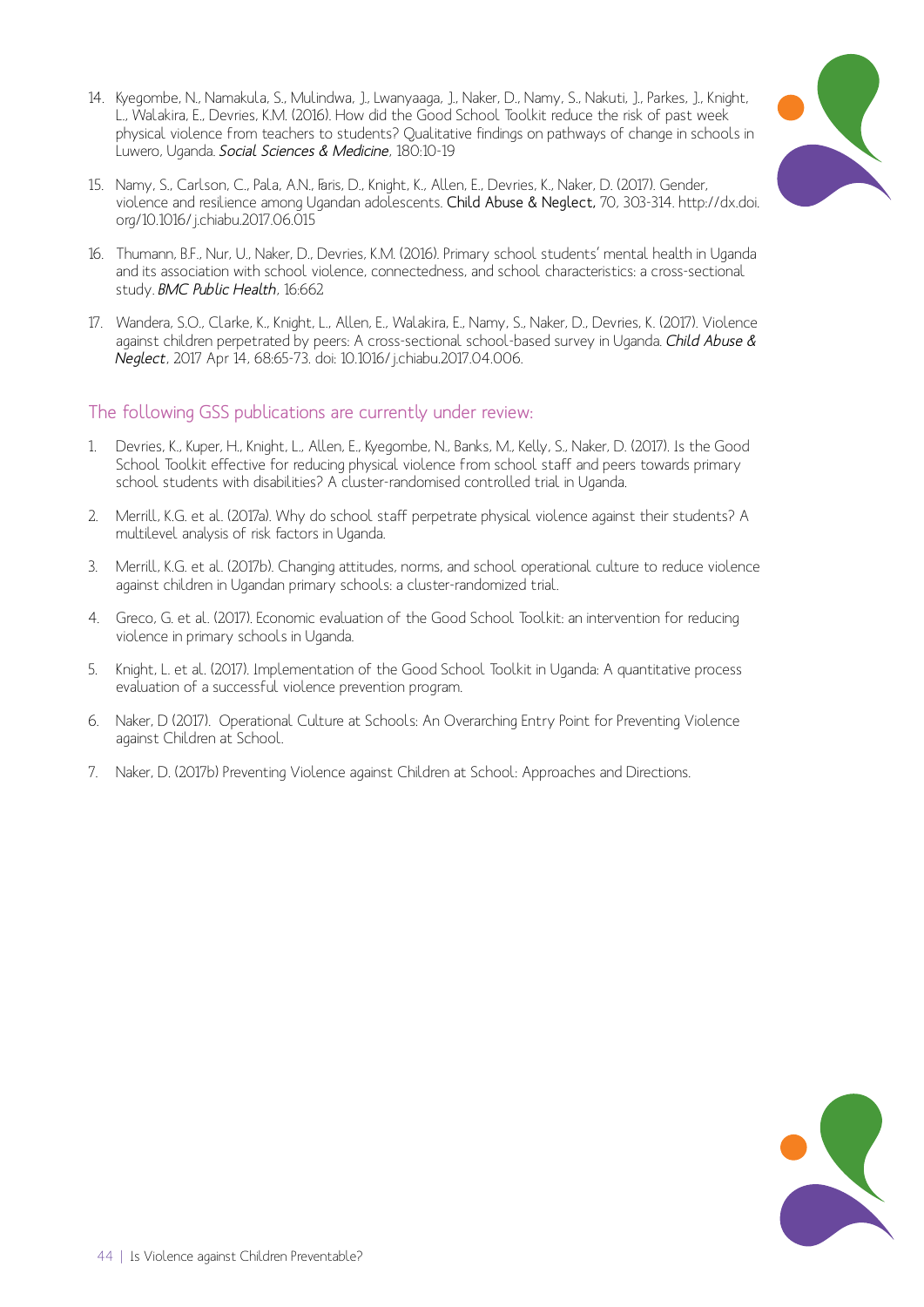14. Kyegombe, N., Namakula, S., Mulindwa, J., Lwanyaaga, J., Naker, D., Namy, S., Nakuti, J., Parkes, J., Knight, L., Walakira, E., Devries, K.M. (2016). How did the Good School Toolkit reduce the risk of past week physical violence from teachers to students? Qualitative findings on pathways of change in schools in Luwero, Uganda. *Social Sciences & Medicine*, 180:10-19

15. Namy, S., Carlson, C., Pala, A.N., Faris, D., Knight, K., Allen, E., Devries, K., Naker, D. (2017). Gender, violence and resilience among Ugandan adolescents. **Child Abuse & Neglect,** 70, 303-314. http://dx.doi.org/10.1016/j.chiabu.2017.06.015

16. Thumann, B.F., Nur, U., Naker, D., Devries, K.M. (2016). Primary school students' mental health in Uganda and its association with school violence, connectedness, and school characteristics: a cross-sectional study. *BMC Public Health*, 16:662

17. Wandera, S.O., Clarke, K., Knight, L., Allen, E., Walakira, E., Namy, S., Naker, D., Devries, K. (2017). Violence against children perpetrated by peers: A cross-sectional school-based survey in Uganda. *Child Abuse & Neglect*, 2017 Apr 14, 68:65-73. doi: 10.1016/j.chiabu.2017.04.006.

## The following GSS publications are currently under review:

1. Devries, K., Kuper, H., Knight, L., Allen, E., Kyegombe, N., Banks, M., Kelly, S., Naker, D. (2017). Is the Good School Toolkit effective for reducing physical violence from school staff and peers towards primary school students with disabilities? A cluster-randomised controlled trial in Uganda.

2. Merrill, K.G. et al. (2017a). Why do school staff perpetrate physical violence against their students? A multilevel analysis of risk factors in Uganda.

3. Merrill, K.G. et al. (2017b). Changing attitudes, norms, and school operational culture to reduce violence against children in Ugandan primary schools: a cluster-randomized trial.

4. Greco, G. et al. (2017). Economic evaluation of the Good School Toolkit: an intervention for reducing violence in primary schools in Uganda.

5. Knight, L. et al. (2017). Implementation of the Good School Toolkit in Uganda: A quantitative process evaluation of a successful violence prevention program.

6. Naker, D (2017). Operational Culture at Schools: An Overarching Entry Point for Preventing Violence against Children at School.

7. Naker, D. (2017b) Preventing Violence against Children at School: Approaches and Directions.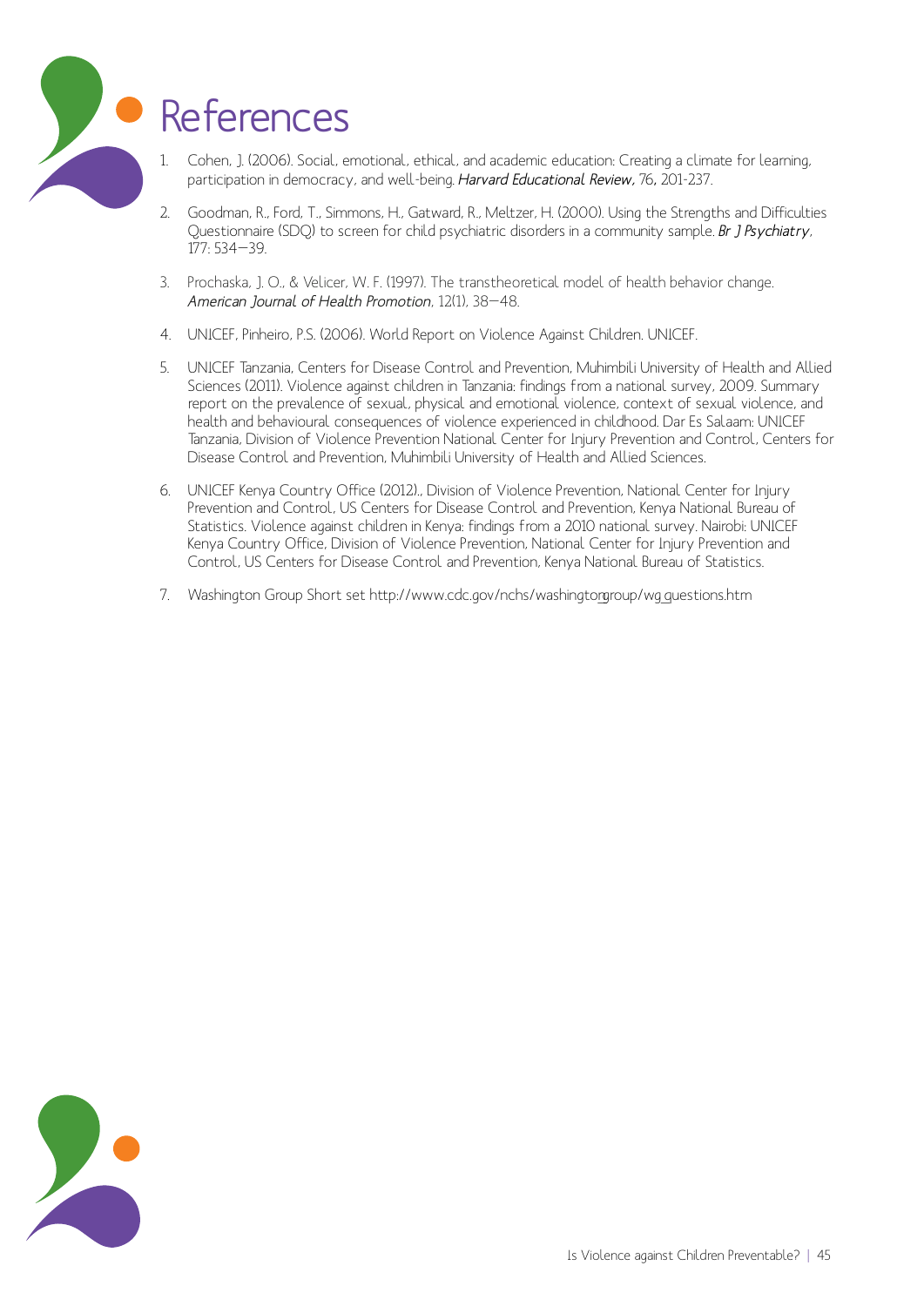# References

1. Cohen, J. (2006). Social, emotional, ethical, and academic education: Creating a climate for learning, participation in democracy, and well-being. *Harvard Educational Review*, 76, 201-237.

2. Goodman, R., Ford, T., Simmons, H., Gatward, R., Meltzer, H. (2000). Using the Strengths and Difficulties Questionnaire (SDQ) to screen for child psychiatric disorders in a community sample. *Br J Psychiatry*, 177: 534—39.

3. Prochaska, J. O., & Velicer, W. F. (1997). The transtheoretical model of health behavior change. *American Journal of Health Promotion*, 12(1), 38—48.

4. UNICEF, Pinheiro, P.S. (2006). World Report on Violence Against Children. UNICEF.

5. UNICEF Tanzania, Centers for Disease Control and Prevention, Muhimbili University of Health and Allied Sciences (2011). Violence against children in Tanzania: findings from a national survey, 2009. Summary report on the prevalence of sexual, physical and emotional violence, context of sexual violence, and health and behavioural consequences of violence experienced in childhood. Dar Es Salaam: UNICEF Tanzania, Division of Violence Prevention National Center for Injury Prevention and Control, Centers for Disease Control and Prevention, Muhimbili University of Health and Allied Sciences.

6. UNICEF Kenya Country Office (2012)., Division of Violence Prevention, National Center for Injury Prevention and Control, US Centers for Disease Control and Prevention, Kenya National Bureau of Statistics. Violence against children in Kenya: findings from a 2010 national survey. Nairobi: UNICEF Kenya Country Office, Division of Violence Prevention, National Center for Injury Prevention and Control, US Centers for Disease Control and Prevention, Kenya National Bureau of Statistics.

7. Washington Group Short set http://www.cdc.gov/nchs/washington_group/wg_questions.htm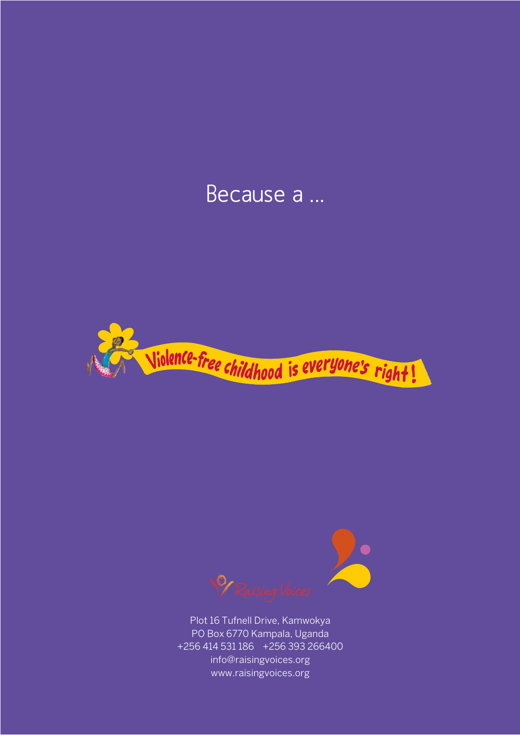Because a ...

Violence-free childhood is everyone's right!

Raising Voices

Plot 16 Tufnell Drive, Kamwokya
PO Box 6770 Kampala, Uganda
+256 414 531 186 +256 393 266400
info@raisingvoices.org
www.raisingvoices.org